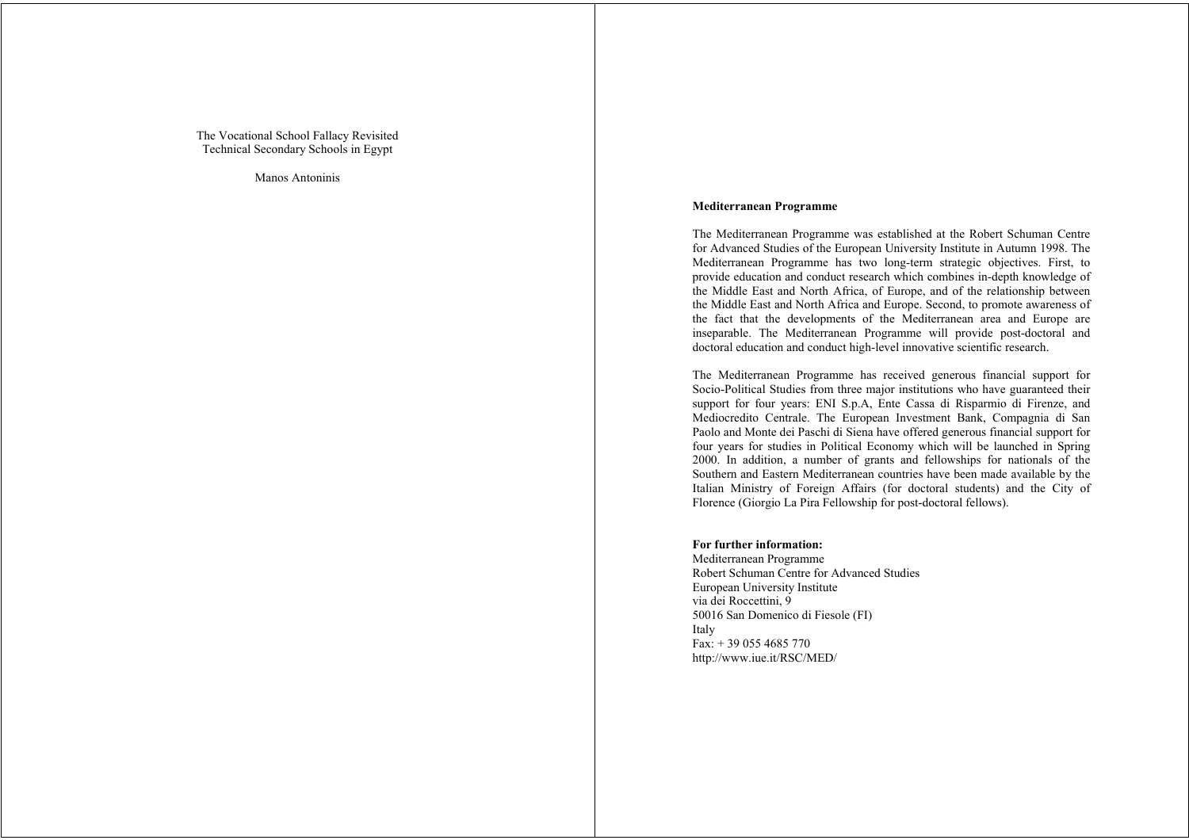The Vocational School Fallacy Revisited
Technical Secondary Schools in Egypt

Manos Antoninis

**Mediterranean Programme**

The Mediterranean Programme was established at the Robert Schuman Centre for Advanced Studies of the European University Institute in Autumn 1998. The Mediterranean Programme has two long-term strategic objectives. First, to provide education and conduct research which combines in-depth knowledge of the Middle East and North Africa, of Europe, and of the relationship between the Middle East and North Africa and Europe. Second, to promote awareness of the fact that the developments of the Mediterranean area and Europe are inseparable. The Mediterranean Programme will provide post-doctoral and doctoral education and conduct high-level innovative scientific research.

The Mediterranean Programme has received generous financial support for Socio-Political Studies from three major institutions who have guaranteed their support for four years: ENI S.p.A, Ente Cassa di Risparmio di Firenze, and Mediocredito Centrale. The European Investment Bank, Compagnia di San Paolo and Monte dei Paschi di Siena have offered generous financial support for four years for studies in Political Economy which will be launched in Spring 2000. In addition, a number of grants and fellowships for nationals of the Southern and Eastern Mediterranean countries have been made available by the Italian Ministry of Foreign Affairs (for doctoral students) and the City of Florence (Giorgio La Pira Fellowship for post-doctoral fellows).

**For further information:**
Mediterranean Programme
Robert Schuman Centre for Advanced Studies
European University Institute
via dei Roccettini, 9
50016 San Domenico di Fiesole (FI)
Italy
Fax: + 39 055 4685 770
http://www.iue.it/RSC/MED/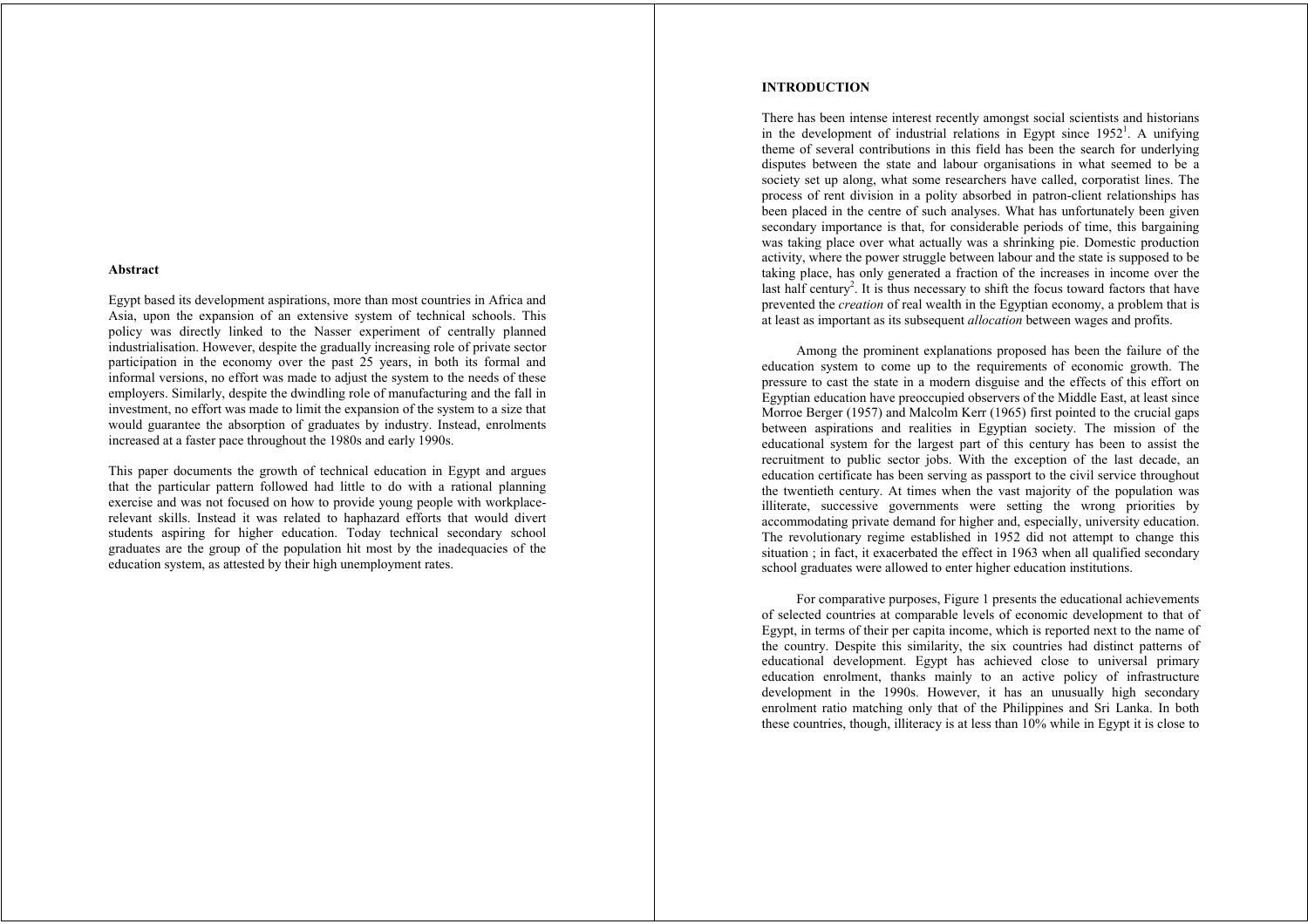**Abstract**

Egypt based its development aspirations, more than most countries in Africa and Asia, upon the expansion of an extensive system of technical schools. This policy was directly linked to the Nasser experiment of centrally planned industrialisation. However, despite the gradually increasing role of private sector participation in the economy over the past 25 years, in both its formal and informal versions, no effort was made to adjust the system to the needs of these employers. Similarly, despite the dwindling role of manufacturing and the fall in investment, no effort was made to limit the expansion of the system to a size that would guarantee the absorption of graduates by industry. Instead, enrolments increased at a faster pace throughout the 1980s and early 1990s.

This paper documents the growth of technical education in Egypt and argues that the particular pattern followed had little to do with a rational planning exercise and was not focused on how to provide young people with workplace-relevant skills. Instead it was related to haphazard efforts that would divert students aspiring for higher education. Today technical secondary school graduates are the group of the population hit most by the inadequacies of the education system, as attested by their high unemployment rates.

**INTRODUCTION**

There has been intense interest recently amongst social scientists and historians in the development of industrial relations in Egypt since 1952[1]. A unifying theme of several contributions in this field has been the search for underlying disputes between the state and labour organisations in what seemed to be a society set up along, what some researchers have called, corporatist lines. The process of rent division in a polity absorbed in patron-client relationships has been placed in the centre of such analyses. What has unfortunately been given secondary importance is that, for considerable periods of time, this bargaining was taking place over what actually was a shrinking pie. Domestic production activity, where the power struggle between labour and the state is supposed to be taking place, has only generated a fraction of the increases in income over the last half century[2]. It is thus necessary to shift the focus toward factors that have prevented the *creation* of real wealth in the Egyptian economy, a problem that is at least as important as its subsequent *allocation* between wages and profits.

Among the prominent explanations proposed has been the failure of the education system to come up to the requirements of economic growth. The pressure to cast the state in a modern disguise and the effects of this effort on Egyptian education have preoccupied observers of the Middle East, at least since Morroe Berger (1957) and Malcolm Kerr (1965) first pointed to the crucial gaps between aspirations and realities in Egyptian society. The mission of the educational system for the largest part of this century has been to assist the recruitment to public sector jobs. With the exception of the last decade, an education certificate has been serving as passport to the civil service throughout the twentieth century. At times when the vast majority of the population was illiterate, successive governments were setting the wrong priorities by accommodating private demand for higher and, especially, university education. The revolutionary regime established in 1952 did not attempt to change this situation ; in fact, it exacerbated the effect in 1963 when all qualified secondary school graduates were allowed to enter higher education institutions.

For comparative purposes, Figure 1 presents the educational achievements of selected countries at comparable levels of economic development to that of Egypt, in terms of their per capita income, which is reported next to the name of the country. Despite this similarity, the six countries had distinct patterns of educational development. Egypt has achieved close to universal primary education enrolment, thanks mainly to an active policy of infrastructure development in the 1990s. However, it has an unusually high secondary enrolment ratio matching only that of the Philippines and Sri Lanka. In both these countries, though, illiteracy is at less than 10% while in Egypt it is close to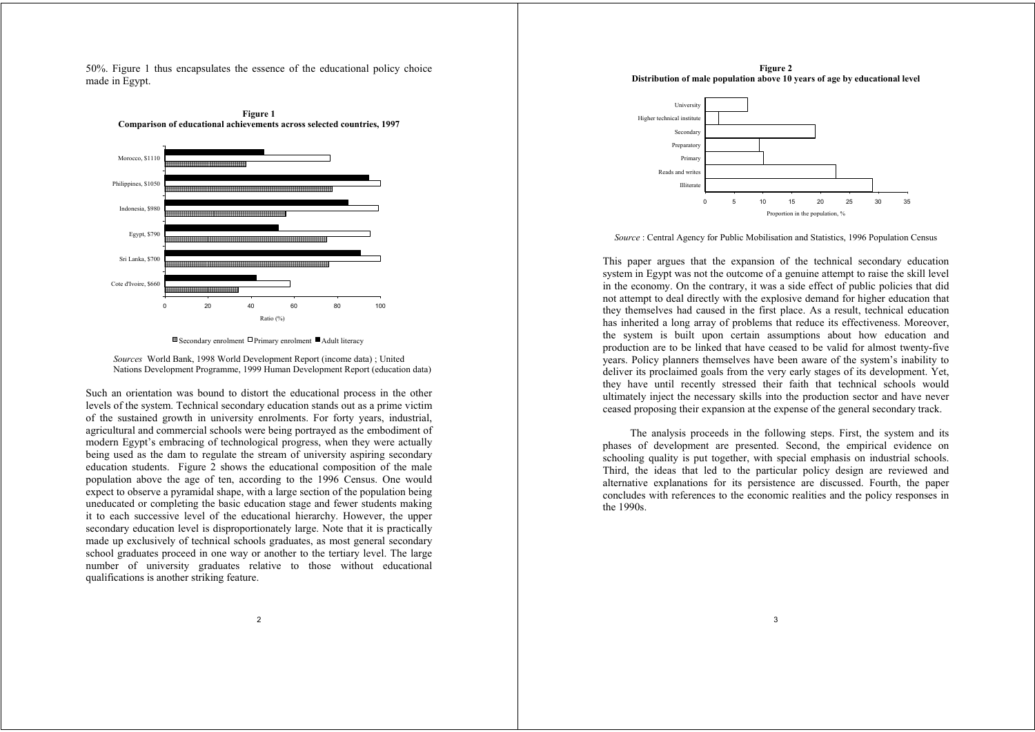50%. Figure 1 thus encapsulates the essence of the educational policy choice made in Egypt.

**Figure 1**
**Comparison of educational achievements across selected countries, 1997**

Secondary enrolment □ Primary enrolment ■ Adult literacy

*Sources* World Bank, 1998 World Development Report (income data) ; United Nations Development Programme, 1999 Human Development Report (education data)

Such an orientation was bound to distort the educational process in the other levels of the system. Technical secondary education stands out as a prime victim of the sustained growth in university enrolments. For forty years, industrial, agricultural and commercial schools were being portrayed as the embodiment of modern Egypt's embracing of technological progress, when they were actually being used as the dam to regulate the stream of university aspiring secondary education students. Figure 2 shows the educational composition of the male population above the age of ten, according to the 1996 Census. One would expect to observe a pyramidal shape, with a large section of the population being uneducated or completing the basic education stage and fewer students making it to each successive level of the educational hierarchy. However, the upper secondary education level is disproportionately large. Note that it is practically made up exclusively of technical schools graduates, as most general secondary school graduates proceed in one way or another to the tertiary level. The large number of university graduates relative to those without educational qualifications is another striking feature.

**Figure 2**
**Distribution of male population above 10 years of age by educational level**

*Source* : Central Agency for Public Mobilisation and Statistics, 1996 Population Census

This paper argues that the expansion of the technical secondary education system in Egypt was not the outcome of a genuine attempt to raise the skill level in the economy. On the contrary, it was a side effect of public policies that did not attempt to deal directly with the explosive demand for higher education that they themselves had caused in the first place. As a result, technical education has inherited a long array of problems that reduce its effectiveness. Moreover, the system is built upon certain assumptions about how education and production are to be linked that have ceased to be valid for almost twenty-five years. Policy planners themselves have been aware of the system's inability to deliver its proclaimed goals from the very early stages of its development. Yet, they have until recently stressed their faith that technical schools would ultimately inject the necessary skills into the production sector and have never ceased proposing their expansion at the expense of the general secondary track.

The analysis proceeds in the following steps. First, the system and its phases of development are presented. Second, the empirical evidence on schooling quality is put together, with special emphasis on industrial schools. Third, the ideas that led to the particular policy design are reviewed and alternative explanations for its persistence are discussed. Fourth, the paper concludes with references to the economic realities and the policy responses in the 1990s.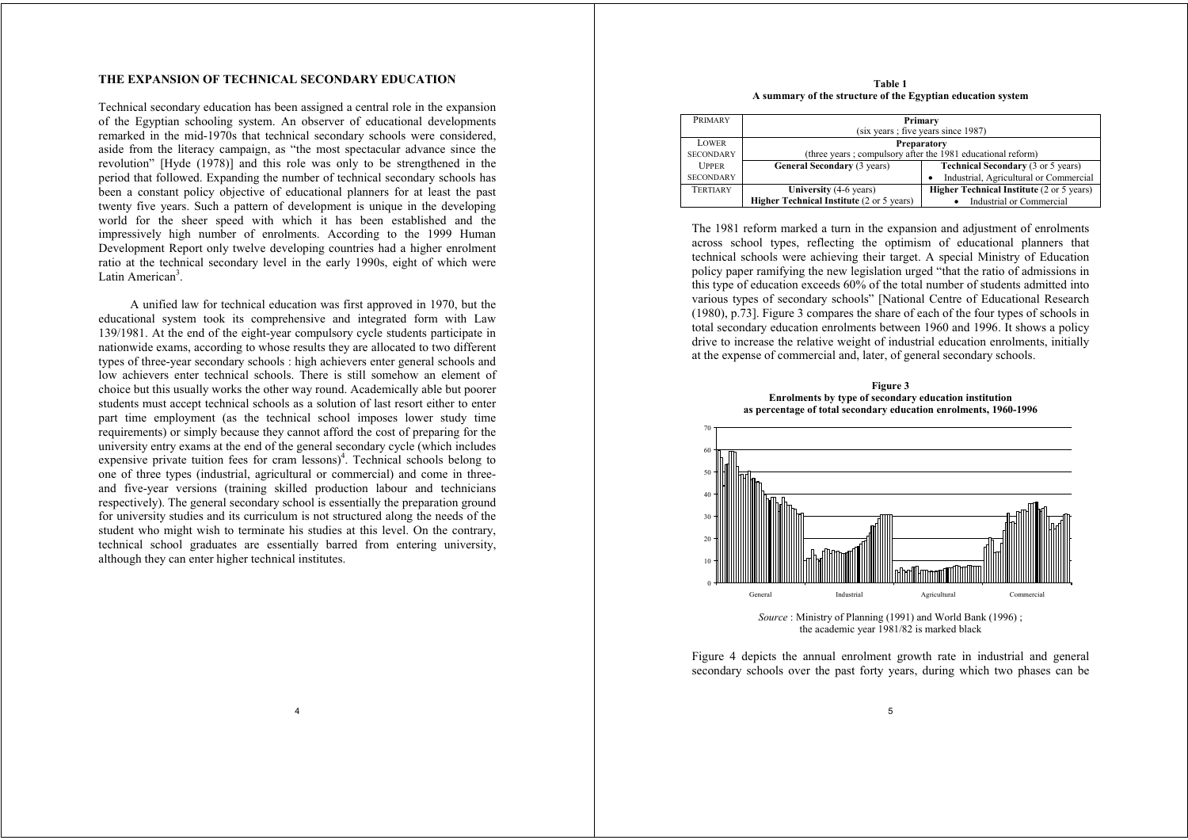## THE EXPANSION OF TECHNICAL SECONDARY EDUCATION

Technical secondary education has been assigned a central role in the expansion of the Egyptian schooling system. An observer of educational developments remarked in the mid-1970s that technical secondary schools were considered, aside from the literacy campaign, as "the most spectacular advance since the revolution" [Hyde (1978)] and this role was only to be strengthened in the period that followed. Expanding the number of technical secondary schools has been a constant policy objective of educational planners for at least the past twenty five years. Such a pattern of development is unique in the developing world for the sheer speed with which it has been established and the impressively high number of enrolments. According to the 1999 Human Development Report only twelve developing countries had a higher enrolment ratio at the technical secondary level in the early 1990s, eight of which were Latin American[3].

A unified law for technical education was first approved in 1970, but the educational system took its comprehensive and integrated form with Law 139/1981. At the end of the eight-year compulsory cycle students participate in nationwide exams, according to whose results they are allocated to two different types of three-year secondary schools : high achievers enter general schools and low achievers enter technical schools. There is still somehow an element of choice but this usually works the other way round. Academically able but poorer students must accept technical schools as a solution of last resort either to enter part time employment (as the technical school imposes lower study time requirements) or simply because they cannot afford the cost of preparing for the university entry exams at the end of the general secondary cycle (which includes expensive private tuition fees for cram lessons)[4]. Technical schools belong to one of three types (industrial, agricultural or commercial) and come in three- and five-year versions (training skilled production labour and technicians respectively). The general secondary school is essentially the preparation ground for university studies and its curriculum is not structured along the needs of the student who might wish to terminate his studies at this level. On the contrary, technical school graduates are essentially barred from entering university, although they can enter higher technical institutes.

**Table 1**
**A summary of the structure of the Egyptian education system**

| | | |
|---|---|---|
| PRIMARY | **Primary** (six years ; five years since 1987) | |
| LOWER SECONDARY | **Preparatory** (three years ; compulsory after the 1981 educational reform) | |
| UPPER SECONDARY | **General Secondary** (3 years) | **Technical Secondary** (3 or 5 years) • Industrial, Agricultural or Commercial |
| TERTIARY | **University** (4-6 years) **Higher Technical Institute** (2 or 5 years) | **Higher Technical Institute** (2 or 5 years) • Industrial or Commercial |

The 1981 reform marked a turn in the expansion and adjustment of enrolments across school types, reflecting the optimism of educational planners that technical schools were achieving their target. A special Ministry of Education policy paper ramifying the new legislation urged "that the ratio of admissions in this type of education exceeds 60% of the total number of students admitted into various types of secondary schools" [National Centre of Educational Research (1980), p.73]. Figure 3 compares the share of each of the four types of schools in total secondary education enrolments between 1960 and 1996. It shows a policy drive to increase the relative weight of industrial education enrolments, initially at the expense of commercial and, later, of general secondary schools.

**Figure 3**
**Enrolments by type of secondary education institution as percentage of total secondary education enrolments, 1960-1996**

*Source* : Ministry of Planning (1991) and World Bank (1996) ; the academic year 1981/82 is marked black

Figure 4 depicts the annual enrolment growth rate in industrial and general secondary schools over the past forty years, during which two phases can be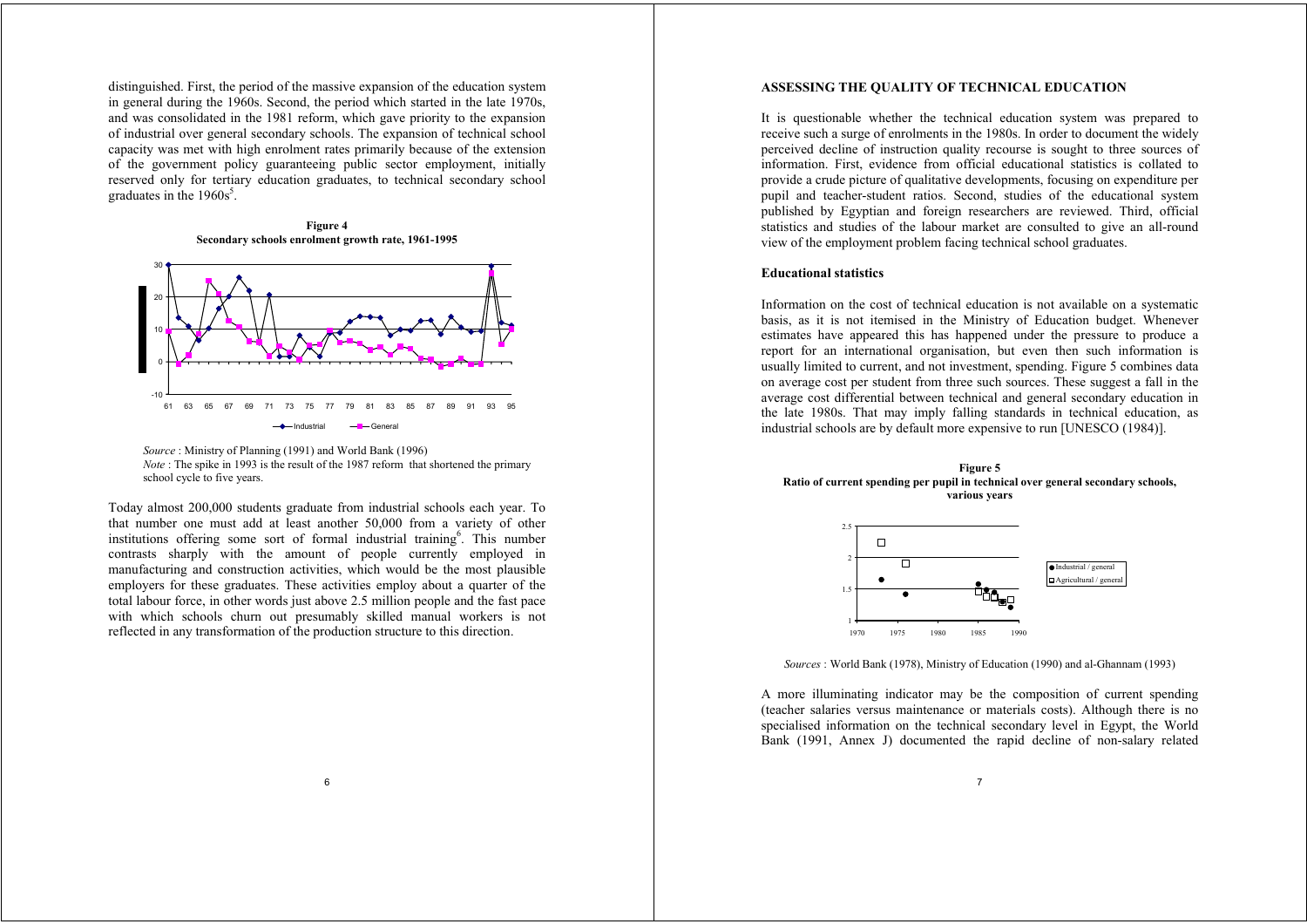distinguished. First, the period of the massive expansion of the education system in general during the 1960s. Second, the period which started in the late 1970s, and was consolidated in the 1981 reform, which gave priority to the expansion of industrial over general secondary schools. The expansion of technical school capacity was met with high enrolment rates primarily because of the extension of the government policy guaranteeing public sector employment, initially reserved only for tertiary education graduates, to technical secondary school graduates in the 1960s[5].

**Figure 4**
**Secondary schools enrolment growth rate, 1961-1995**

*Source* : Ministry of Planning (1991) and World Bank (1996)
*Note* : The spike in 1993 is the result of the 1987 reform that shortened the primary school cycle to five years.

Today almost 200,000 students graduate from industrial schools each year. To that number one must add at least another 50,000 from a variety of other institutions offering some sort of formal industrial training[6]. This number contrasts sharply with the amount of people currently employed in manufacturing and construction activities, which would be the most plausible employers for these graduates. These activities employ about a quarter of the total labour force, in other words just above 2.5 million people and the fast pace with which schools churn out presumably skilled manual workers is not reflected in any transformation of the production structure to this direction.

## ASSESSING THE QUALITY OF TECHNICAL EDUCATION

It is questionable whether the technical education system was prepared to receive such a surge of enrolments in the 1980s. In order to document the widely perceived decline of instruction quality recourse is sought to three sources of information. First, evidence from official educational statistics is collated to provide a crude picture of qualitative developments, focusing on expenditure per pupil and teacher-student ratios. Second, studies of the educational system published by Egyptian and foreign researchers are reviewed. Third, official statistics and studies of the labour market are consulted to give an all-round view of the employment problem facing technical school graduates.

### Educational statistics

Information on the cost of technical education is not available on a systematic basis, as it is not itemised in the Ministry of Education budget. Whenever estimates have appeared this has happened under the pressure to produce a report for an international organisation, but even then such information is usually limited to current, and not investment, spending. Figure 5 combines data on average cost per student from three such sources. These suggest a fall in the average cost differential between technical and general secondary education in the late 1980s. That may imply falling standards in technical education, as industrial schools are by default more expensive to run [UNESCO (1984)].

**Figure 5**
**Ratio of current spending per pupil in technical over general secondary schools, various years**

*Sources* : World Bank (1978), Ministry of Education (1990) and al-Ghannam (1993)

A more illuminating indicator may be the composition of current spending (teacher salaries versus maintenance or materials costs). Although there is no specialised information on the technical secondary level in Egypt, the World Bank (1991, Annex J) documented the rapid decline of non-salary related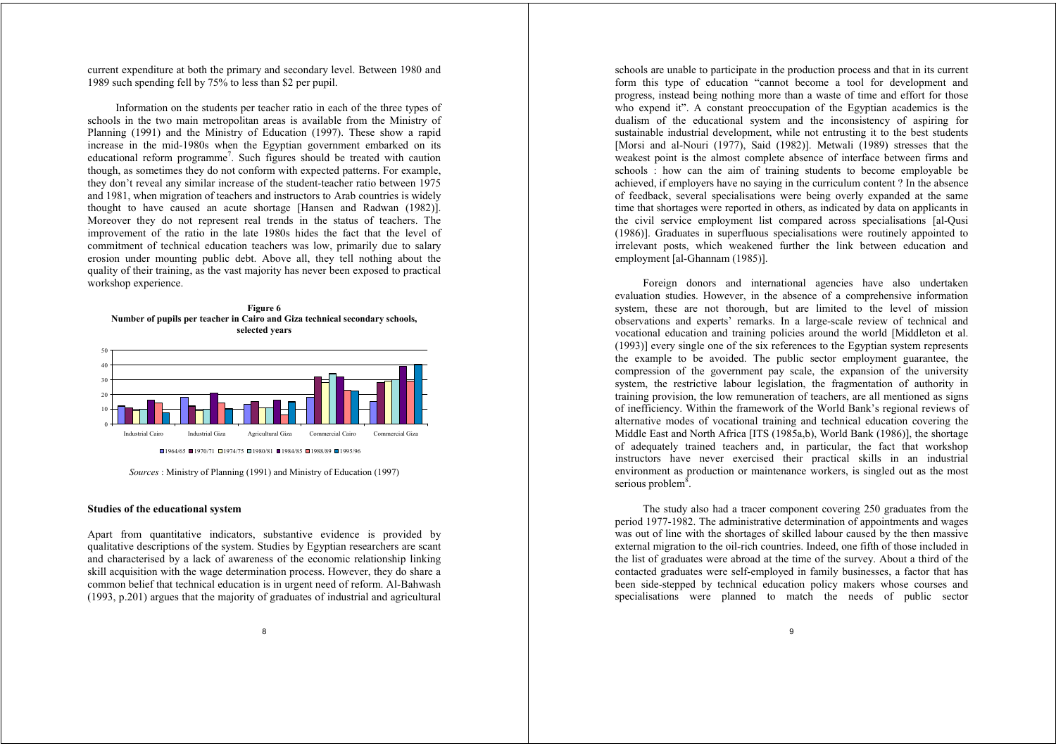current expenditure at both the primary and secondary level. Between 1980 and 1989 such spending fell by 75% to less than \$2 per pupil.

Information on the students per teacher ratio in each of the three types of schools in the two main metropolitan areas is available from the Ministry of Planning (1991) and the Ministry of Education (1997). These show a rapid increase in the mid-1980s when the Egyptian government embarked on its educational reform programme[7]. Such figures should be treated with caution though, as sometimes they do not conform with expected patterns. For example, they don't reveal any similar increase of the student-teacher ratio between 1975 and 1981, when migration of teachers and instructors to Arab countries is widely thought to have caused an acute shortage [Hansen and Radwan (1982)]. Moreover they do not represent real trends in the status of teachers. The improvement of the ratio in the late 1980s hides the fact that the level of commitment of technical education teachers was low, primarily due to salary erosion under mounting public debt. Above all, they tell nothing about the quality of their training, as the vast majority has never been exposed to practical workshop experience.

**Figure 6**
**Number of pupils per teacher in Cairo and Giza technical secondary schools, selected years**

*Sources* : Ministry of Planning (1991) and Ministry of Education (1997)

### Studies of the educational system

Apart from quantitative indicators, substantive evidence is provided by qualitative descriptions of the system. Studies by Egyptian researchers are scant and characterised by a lack of awareness of the economic relationship linking skill acquisition with the wage determination process. However, they do share a common belief that technical education is in urgent need of reform. Al-Bahwash (1993, p.201) argues that the majority of graduates of industrial and agricultural schools are unable to participate in the production process and that in its current form this type of education "cannot become a tool for development and progress, instead being nothing more than a waste of time and effort for those who expend it". A constant preoccupation of the Egyptian academics is the dualism of the educational system and the inconsistency of aspiring for sustainable industrial development, while not entrusting it to the best students [Morsi and al-Nouri (1977), Said (1982)]. Metwali (1989) stresses that the weakest point is the almost complete absence of interface between firms and schools : how can the aim of training students to become employable be achieved, if employers have no saying in the curriculum content ? In the absence of feedback, several specialisations were being overly expanded at the same time that shortages were reported in others, as indicated by data on applicants in the civil service employment list compared across specialisations [al-Qusi (1986)]. Graduates in superfluous specialisations were routinely appointed to irrelevant posts, which weakened further the link between education and employment [al-Ghannam (1985)].

Foreign donors and international agencies have also undertaken evaluation studies. However, in the absence of a comprehensive information system, these are not thorough, but are limited to the level of mission observations and experts' remarks. In a large-scale review of technical and vocational education and training policies around the world [Middleton et al. (1993)] every single one of the six references to the Egyptian system represents the example to be avoided. The public sector employment guarantee, the compression of the government pay scale, the expansion of the university system, the restrictive labour legislation, the fragmentation of authority in training provision, the low remuneration of teachers, are all mentioned as signs of inefficiency. Within the framework of the World Bank's regional reviews of alternative modes of vocational training and technical education covering the Middle East and North Africa [ITS (1985a,b), World Bank (1986)], the shortage of adequately trained teachers and, in particular, the fact that workshop instructors have never exercised their practical skills in an industrial environment as production or maintenance workers, is singled out as the most serious problem[8].

The study also had a tracer component covering 250 graduates from the period 1977-1982. The administrative determination of appointments and wages was out of line with the shortages of skilled labour caused by the then massive external migration to the oil-rich countries. Indeed, one fifth of those included in the list of graduates were abroad at the time of the survey. About a third of the contacted graduates were self-employed in family businesses, a factor that has been side-stepped by technical education policy makers whose courses and specialisations were planned to match the needs of public sector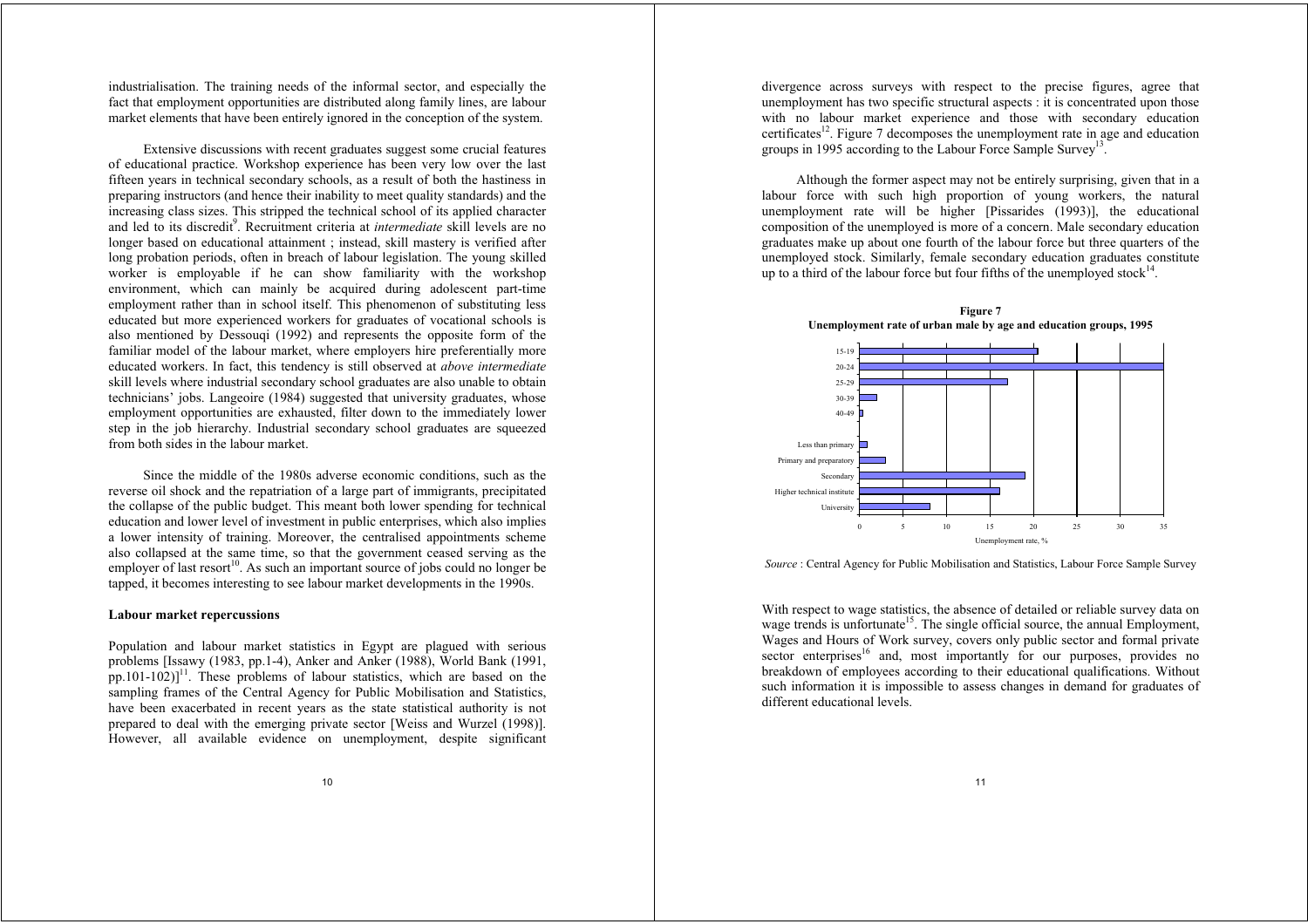industrialisation. The training needs of the informal sector, and especially the fact that employment opportunities are distributed along family lines, are labour market elements that have been entirely ignored in the conception of the system.

Extensive discussions with recent graduates suggest some crucial features of educational practice. Workshop experience has been very low over the last fifteen years in technical secondary schools, as a result of both the hastiness in preparing instructors (and hence their inability to meet quality standards) and the increasing class sizes. This stripped the technical school of its applied character and led to its discredit[9]. Recruitment criteria at *intermediate* skill levels are no longer based on educational attainment ; instead, skill mastery is verified after long probation periods, often in breach of labour legislation. The young skilled worker is employable if he can show familiarity with the workshop environment, which can mainly be acquired during adolescent part-time employment rather than in school itself. This phenomenon of substituting less educated but more experienced workers for graduates of vocational schools is also mentioned by Dessouqi (1992) and represents the opposite form of the familiar model of the labour market, where employers hire preferentially more educated workers. In fact, this tendency is still observed at *above intermediate* skill levels where industrial secondary school graduates are also unable to obtain technicians' jobs. Langeoire (1984) suggested that university graduates, whose employment opportunities are exhausted, filter down to the immediately lower step in the job hierarchy. Industrial secondary school graduates are squeezed from both sides in the labour market.

Since the middle of the 1980s adverse economic conditions, such as the reverse oil shock and the repatriation of a large part of immigrants, precipitated the collapse of the public budget. This meant both lower spending for technical education and lower level of investment in public enterprises, which also implies a lower intensity of training. Moreover, the centralised appointments scheme also collapsed at the same time, so that the government ceased serving as the employer of last resort[10]. As such an important source of jobs could no longer be tapped, it becomes interesting to see labour market developments in the 1990s.

**Labour market repercussions**

Population and labour market statistics in Egypt are plagued with serious problems [Issawy (1983, pp.1-4), Anker and Anker (1988), World Bank (1991, pp.101-102)][11]. These problems of labour statistics, which are based on the sampling frames of the Central Agency for Public Mobilisation and Statistics, have been exacerbated in recent years as the state statistical authority is not prepared to deal with the emerging private sector [Weiss and Wurzel (1998)]. However, all available evidence on unemployment, despite significant divergence across surveys with respect to the precise figures, agree that unemployment has two specific structural aspects : it is concentrated upon those with no labour market experience and those with secondary education certificates[12]. Figure 7 decomposes the unemployment rate in age and education groups in 1995 according to the Labour Force Sample Survey[13].

Although the former aspect may not be entirely surprising, given that in a labour force with such high proportion of young workers, the natural unemployment rate will be higher [Pissarides (1993)], the educational composition of the unemployed is more of a concern. Male secondary education graduates make up about one fourth of the labour force but three quarters of the unemployed stock. Similarly, female secondary education graduates constitute up to a third of the labour force but four fifths of the unemployed stock[14].

**Figure 7**
**Unemployment rate of urban male by age and education groups, 1995**

| Group | Unemployment rate, % |
|---|---|
| 15-19 | ~20.5 |
| 20-24 | ~35 |
| 25-29 | ~17 |
| 30-39 | ~2 |
| 40-49 | ~0.3 |
| Less than primary | ~1 |
| Primary and preparatory | ~3 |
| Secondary | ~19 |
| Higher technical institute | ~16 |
| University | ~8 |

*Source* : Central Agency for Public Mobilisation and Statistics, Labour Force Sample Survey

With respect to wage statistics, the absence of detailed or reliable survey data on wage trends is unfortunate[15]. The single official source, the annual Employment, Wages and Hours of Work survey, covers only public sector and formal private sector enterprises[16] and, most importantly for our purposes, provides no breakdown of employees according to their educational qualifications. Without such information it is impossible to assess changes in demand for graduates of different educational levels.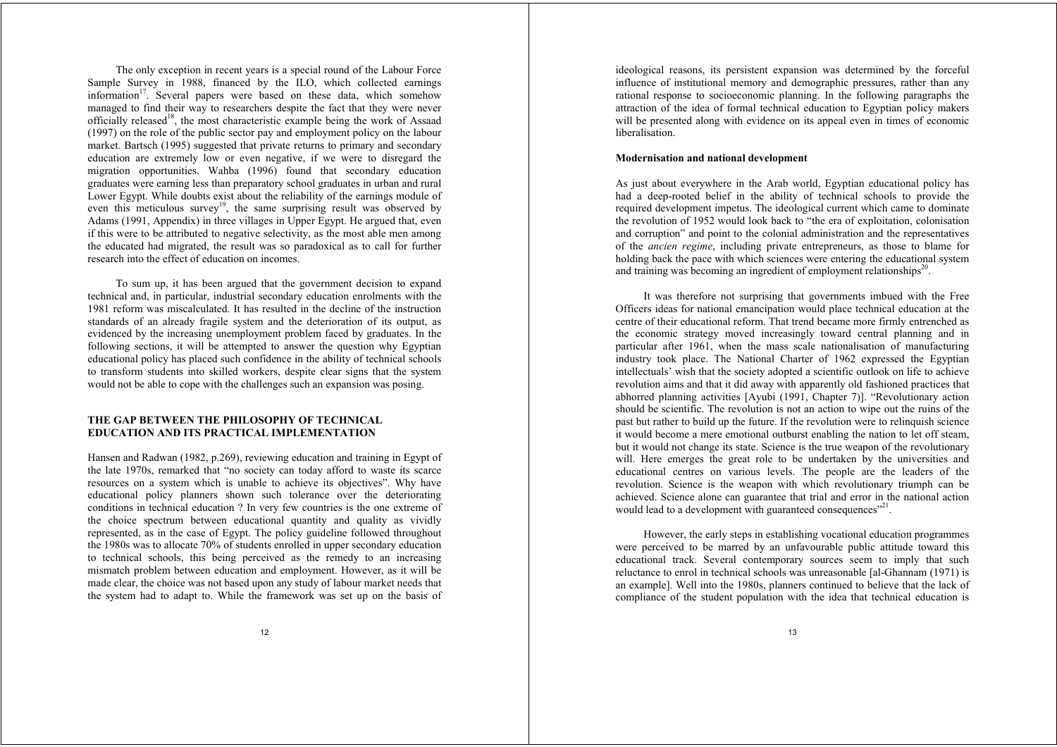The only exception in recent years is a special round of the Labour Force Sample Survey in 1988, financed by the ILO, which collected earnings information[17]. Several papers were based on these data, which somehow managed to find their way to researchers despite the fact that they were never officially released[18], the most characteristic example being the work of Assaad (1997) on the role of the public sector pay and employment policy on the labour market. Bartsch (1995) suggested that private returns to primary and secondary education are extremely low or even negative, if we were to disregard the migration opportunities. Wahba (1996) found that secondary education graduates were earning less than preparatory school graduates in urban and rural Lower Egypt. While doubts exist about the reliability of the earnings module of even this meticulous survey[19], the same surprising result was observed by Adams (1991, Appendix) in three villages in Upper Egypt. He argued that, even if this were to be attributed to negative selectivity, as the most able men among the educated had migrated, the result was so paradoxical as to call for further research into the effect of education on incomes.

To sum up, it has been argued that the government decision to expand technical and, in particular, industrial secondary education enrolments with the 1981 reform was miscalculated. It has resulted in the decline of the instruction standards of an already fragile system and the deterioration of its output, as evidenced by the increasing unemployment problem faced by graduates. In the following sections, it will be attempted to answer the question why Egyptian educational policy has placed such confidence in the ability of technical schools to transform students into skilled workers, despite clear signs that the system would not be able to cope with the challenges such an expansion was posing.

## THE GAP BETWEEN THE PHILOSOPHY OF TECHNICAL EDUCATION AND ITS PRACTICAL IMPLEMENTATION

Hansen and Radwan (1982, p.269), reviewing education and training in Egypt of the late 1970s, remarked that "no society can today afford to waste its scarce resources on a system which is unable to achieve its objectives". Why have educational policy planners shown such tolerance over the deteriorating conditions in technical education ? In very few countries is the one extreme of the choice spectrum between educational quantity and quality as vividly represented, as in the case of Egypt. The policy guideline followed throughout the 1980s was to allocate 70% of students enrolled in upper secondary education to technical schools, this being perceived as the remedy to an increasing mismatch problem between education and employment. However, as it will be made clear, the choice was not based upon any study of labour market needs that the system had to adapt to. While the framework was set up on the basis of ideological reasons, its persistent expansion was determined by the forceful influence of institutional memory and demographic pressures, rather than any rational response to socioeconomic planning. In the following paragraphs the attraction of the idea of formal technical education to Egyptian policy makers will be presented along with evidence on its appeal even in times of economic liberalisation.

### Modernisation and national development

As just about everywhere in the Arab world, Egyptian educational policy has had a deep-rooted belief in the ability of technical schools to provide the required development impetus. The ideological current which came to dominate the revolution of 1952 would look back to "the era of exploitation, colonisation and corruption" and point to the colonial administration and the representatives of the *ancien regime*, including private entrepreneurs, as those to blame for holding back the pace with which sciences were entering the educational system and training was becoming an ingredient of employment relationships[20].

It was therefore not surprising that governments imbued with the Free Officers ideas for national emancipation would place technical education at the centre of their educational reform. That trend became more firmly entrenched as the economic strategy moved increasingly toward central planning and in particular after 1961, when the mass scale nationalisation of manufacturing industry took place. The National Charter of 1962 expressed the Egyptian intellectuals' wish that the society adopted a scientific outlook on life to achieve revolution aims and that it did away with apparently old fashioned practices that abhorred planning activities [Ayubi (1991, Chapter 7)]. "Revolutionary action should be scientific. The revolution is not an action to wipe out the ruins of the past but rather to build up the future. If the revolution were to relinquish science it would become a mere emotional outburst enabling the nation to let off steam, but it would not change its state. Science is the true weapon of the revolutionary will. Here emerges the great role to be undertaken by the universities and educational centres on various levels. The people are the leaders of the revolution. Science is the weapon with which revolutionary triumph can be achieved. Science alone can guarantee that trial and error in the national action would lead to a development with guaranteed consequences"[21].

However, the early steps in establishing vocational education programmes were perceived to be marred by an unfavourable public attitude toward this educational track. Several contemporary sources seem to imply that such reluctance to enrol in technical schools was unreasonable [al-Ghannam (1971) is an example]. Well into the 1980s, planners continued to believe that the lack of compliance of the student population with the idea that technical education is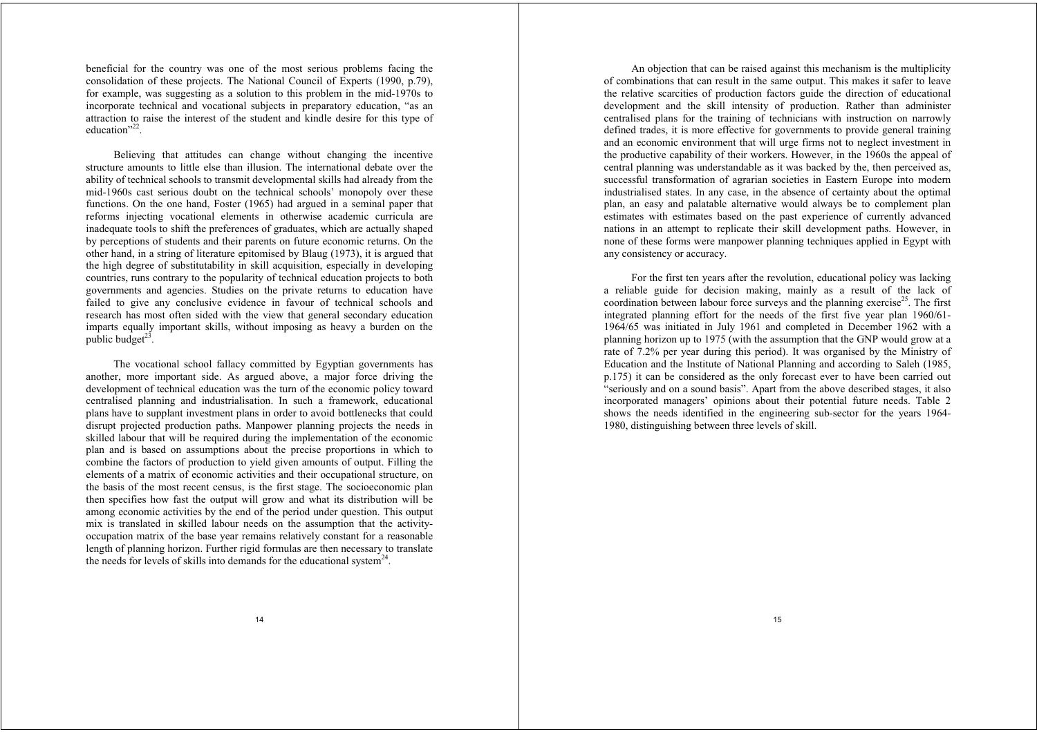beneficial for the country was one of the most serious problems facing the consolidation of these projects. The National Council of Experts (1990, p.79), for example, was suggesting as a solution to this problem in the mid-1970s to incorporate technical and vocational subjects in preparatory education, "as an attraction to raise the interest of the student and kindle desire for this type of education"[22].

Believing that attitudes can change without changing the incentive structure amounts to little else than illusion. The international debate over the ability of technical schools to transmit developmental skills had already from the mid-1960s cast serious doubt on the technical schools' monopoly over these functions. On the one hand, Foster (1965) had argued in a seminal paper that reforms injecting vocational elements in otherwise academic curricula are inadequate tools to shift the preferences of graduates, which are actually shaped by perceptions of students and their parents on future economic returns. On the other hand, in a string of literature epitomised by Blaug (1973), it is argued that the high degree of substitutability in skill acquisition, especially in developing countries, runs contrary to the popularity of technical education projects to both governments and agencies. Studies on the private returns to education have failed to give any conclusive evidence in favour of technical schools and research has most often sided with the view that general secondary education imparts equally important skills, without imposing as heavy a burden on the public budget[23].

The vocational school fallacy committed by Egyptian governments has another, more important side. As argued above, a major force driving the development of technical education was the turn of the economic policy toward centralised planning and industrialisation. In such a framework, educational plans have to supplant investment plans in order to avoid bottlenecks that could disrupt projected production paths. Manpower planning projects the needs in skilled labour that will be required during the implementation of the economic plan and is based on assumptions about the precise proportions in which to combine the factors of production to yield given amounts of output. Filling the elements of a matrix of economic activities and their occupational structure, on the basis of the most recent census, is the first stage. The socioeconomic plan then specifies how fast the output will grow and what its distribution will be among economic activities by the end of the period under question. This output mix is translated in skilled labour needs on the assumption that the activity-occupation matrix of the base year remains relatively constant for a reasonable length of planning horizon. Further rigid formulas are then necessary to translate the needs for levels of skills into demands for the educational system[24].

An objection that can be raised against this mechanism is the multiplicity of combinations that can result in the same output. This makes it safer to leave the relative scarcities of production factors guide the direction of educational development and the skill intensity of production. Rather than administer centralised plans for the training of technicians with instruction on narrowly defined trades, it is more effective for governments to provide general training and an economic environment that will urge firms not to neglect investment in the productive capability of their workers. However, in the 1960s the appeal of central planning was understandable as it was backed by the, then perceived as, successful transformation of agrarian societies in Eastern Europe into modern industrialised states. In any case, in the absence of certainty about the optimal plan, an easy and palatable alternative would always be to complement plan estimates with estimates based on the past experience of currently advanced nations in an attempt to replicate their skill development paths. However, in none of these forms were manpower planning techniques applied in Egypt with any consistency or accuracy.

For the first ten years after the revolution, educational policy was lacking a reliable guide for decision making, mainly as a result of the lack of coordination between labour force surveys and the planning exercise[25]. The first integrated planning effort for the needs of the first five year plan 1960/61-1964/65 was initiated in July 1961 and completed in December 1962 with a planning horizon up to 1975 (with the assumption that the GNP would grow at a rate of 7.2% per year during this period). It was organised by the Ministry of Education and the Institute of National Planning and according to Saleh (1985, p.175) it can be considered as the only forecast ever to have been carried out "seriously and on a sound basis". Apart from the above described stages, it also incorporated managers' opinions about their potential future needs. Table 2 shows the needs identified in the engineering sub-sector for the years 1964-1980, distinguishing between three levels of skill.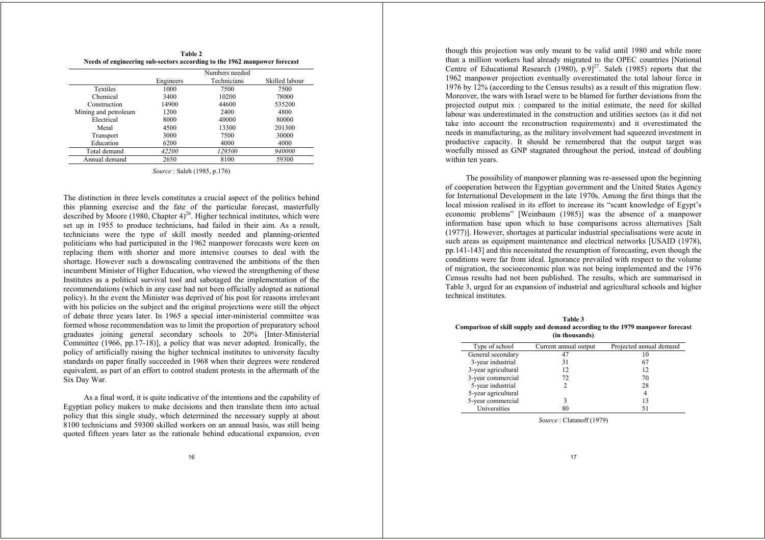**Table 2**
**Needs of engineering sub-sectors according to the 1962 manpower forecast**

| | Numbers needed | | |
|---|---|---|---|
| | Engineers | Technicians | Skilled labour |
| Textiles | 1000 | 7500 | 7500 |
| Chemical | 3400 | 10200 | 78000 |
| Construction | 14900 | 44600 | 535200 |
| Mining and petroleum | 1200 | 2400 | 4800 |
| Electrical | 8000 | 40000 | 80000 |
| Metal | 4500 | 13300 | 201300 |
| Transport | 3000 | 7500 | 30000 |
| Education | 6200 | 4000 | 4000 |
| Total demand | *42200* | *129500* | *940000* |
| Annual demand | 2650 | 8100 | 59300 |

*Source* : Saleh (1985, p.176)

The distinction in three levels constitutes a crucial aspect of the politics behind this planning exercise and the fate of the particular forecast, masterfully described by Moore (1980, Chapter 4)[26]. Higher technical institutes, which were set up in 1955 to produce technicians, had failed in their aim. As a result, technicians were the type of skill mostly needed and planning-oriented politicians who had participated in the 1962 manpower forecasts were keen on replacing them with shorter and more intensive courses to deal with the shortage. However such a downscaling contravened the ambitions of the then incumbent Minister of Higher Education, who viewed the strengthening of these Institutes as a political survival tool and sabotaged the implementation of the recommendations (which in any case had not been officially adopted as national policy). In the event the Minister was deprived of his post for reasons irrelevant with his policies on the subject and the original projections were still the object of debate three years later. In 1965 a special inter-ministerial committee was formed whose recommendation was to limit the proportion of preparatory school graduates joining general secondary schools to 20% [Inter-Ministerial Committee (1966, pp.17-18)], a policy that was never adopted. Ironically, the policy of artificially raising the higher technical institutes to university faculty standards on paper finally succeeded in 1968 when their degrees were rendered equivalent, as part of an effort to control student protests in the aftermath of the Six Day War.

As a final word, it is quite indicative of the intentions and the capability of Egyptian policy makers to make decisions and then translate them into actual policy that this single study, which determined the necessary supply at about 8100 technicians and 59300 skilled workers on an annual basis, was still being quoted fifteen years later as the rationale behind educational expansion, even though this projection was only meant to be valid until 1980 and while more than a million workers had already migrated to the OPEC countries [National Centre of Educational Research (1980), p.9][27]. Saleh (1985) reports that the 1962 manpower projection eventually overestimated the total labour force in 1976 by 12% (according to the Census results) as a result of this migration flow. Moreover, the wars with Israel were to be blamed for further deviations from the projected output mix : compared to the initial estimate, the need for skilled labour was underestimated in the construction and utilities sectors (as it did not take into account the reconstruction requirements) and it overestimated the needs in manufacturing, as the military involvement had squeezed investment in productive capacity. It should be remembered that the output target was woefully missed as GNP stagnated throughout the period, instead of doubling within ten years.

The possibility of manpower planning was re-assessed upon the beginning of cooperation between the Egyptian government and the United States Agency for International Development in the late 1970s. Among the first things that the local mission realised in its effort to increase its "scant knowledge of Egypt's economic problems" [Weinbaum (1985)] was the absence of a manpower information base upon which to base comparisons across alternatives [Salt (1977)]. However, shortages at particular industrial specialisations were acute in such areas as equipment maintenance and electrical networks [USAID (1978), pp.141-143] and this necessitated the resumption of forecasting, even though the conditions were far from ideal. Ignorance prevailed with respect to the volume of migration, the socioeconomic plan was not being implemented and the 1976 Census results had not been published. The results, which are summarised in Table 3, urged for an expansion of industrial and agricultural schools and higher technical institutes.

**Table 3**
**Comparison of skill supply and demand according to the 1979 manpower forecast (in thousands)**

| Type of school | Current annual output | Projected annual demand |
|---|---|---|
| General secondary | 47 | 10 |
| 3-year industrial | 31 | 67 |
| 3-year agricultural | 12 | 12 |
| 3-year commercial | 72 | 70 |
| 5-year industrial | 2 | 28 |
| 5-year agricultural | | 4 |
| 5-year commercial | 3 | 13 |
| Universities | 80 | 51 |

*Source* : Clatanoff (1979)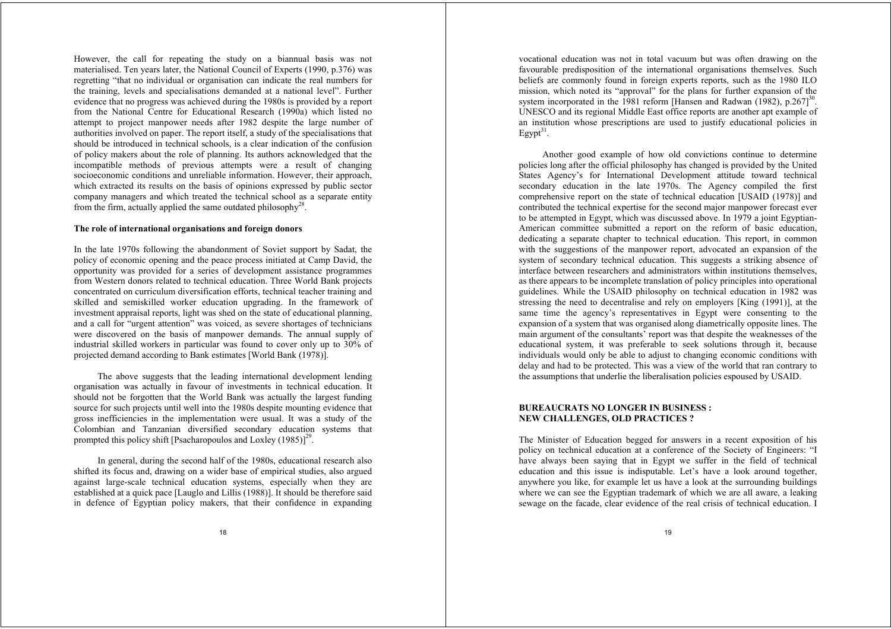However, the call for repeating the study on a biannual basis was not materialised. Ten years later, the National Council of Experts (1990, p.376) was regretting "that no individual or organisation can indicate the real numbers for the training, levels and specialisations demanded at a national level". Further evidence that no progress was achieved during the 1980s is provided by a report from the National Centre for Educational Research (1990a) which listed no attempt to project manpower needs after 1982 despite the large number of authorities involved on paper. The report itself, a study of the specialisations that should be introduced in technical schools, is a clear indication of the confusion of policy makers about the role of planning. Its authors acknowledged that the incompatible methods of previous attempts were a result of changing socioeconomic conditions and unreliable information. However, their approach, which extracted its results on the basis of opinions expressed by public sector company managers and which treated the technical school as a separate entity from the firm, actually applied the same outdated philosophy[28].

**The role of international organisations and foreign donors**

In the late 1970s following the abandonment of Soviet support by Sadat, the policy of economic opening and the peace process initiated at Camp David, the opportunity was provided for a series of development assistance programmes from Western donors related to technical education. Three World Bank projects concentrated on curriculum diversification efforts, technical teacher training and skilled and semiskilled worker education upgrading. In the framework of investment appraisal reports, light was shed on the state of educational planning, and a call for "urgent attention" was voiced, as severe shortages of technicians were discovered on the basis of manpower demands. The annual supply of industrial skilled workers in particular was found to cover only up to 30% of projected demand according to Bank estimates [World Bank (1978)].

The above suggests that the leading international development lending organisation was actually in favour of investments in technical education. It should not be forgotten that the World Bank was actually the largest funding source for such projects until well into the 1980s despite mounting evidence that gross inefficiencies in the implementation were usual. It was a study of the Colombian and Tanzanian diversified secondary education systems that prompted this policy shift [Psacharopoulos and Loxley (1985)][29].

In general, during the second half of the 1980s, educational research also shifted its focus and, drawing on a wider base of empirical studies, also argued against large-scale technical education systems, especially when they are established at a quick pace [Lauglo and Lillis (1988)]. It should be therefore said in defence of Egyptian policy makers, that their confidence in expanding vocational education was not in total vacuum but was often drawing on the favourable predisposition of the international organisations themselves. Such beliefs are commonly found in foreign experts reports, such as the 1980 ILO mission, which noted its "approval" for the plans for further expansion of the system incorporated in the 1981 reform [Hansen and Radwan (1982), p.267][30]. UNESCO and its regional Middle East office reports are another apt example of an institution whose prescriptions are used to justify educational policies in Egypt[31].

Another good example of how old convictions continue to determine policies long after the official philosophy has changed is provided by the United States Agency's for International Development attitude toward technical secondary education in the late 1970s. The Agency compiled the first comprehensive report on the state of technical education [USAID (1978)] and contributed the technical expertise for the second major manpower forecast ever to be attempted in Egypt, which was discussed above. In 1979 a joint Egyptian-American committee submitted a report on the reform of basic education, dedicating a separate chapter to technical education. This report, in common with the suggestions of the manpower report, advocated an expansion of the system of secondary technical education. This suggests a striking absence of interface between researchers and administrators within institutions themselves, as there appears to be incomplete translation of policy principles into operational guidelines. While the USAID philosophy on technical education in 1982 was stressing the need to decentralise and rely on employers [King (1991)], at the same time the agency's representatives in Egypt were consenting to the expansion of a system that was organised along diametrically opposite lines. The main argument of the consultants' report was that despite the weaknesses of the educational system, it was preferable to seek solutions through it, because individuals would only be able to adjust to changing economic conditions with delay and had to be protected. This was a view of the world that ran contrary to the assumptions that underlie the liberalisation policies espoused by USAID.

## BUREAUCRATS NO LONGER IN BUSINESS : NEW CHALLENGES, OLD PRACTICES ?

The Minister of Education begged for answers in a recent exposition of his policy on technical education at a conference of the Society of Engineers: "I have always been saying that in Egypt we suffer in the field of technical education and this issue is indisputable. Let's have a look around together, anywhere you like, for example let us have a look at the surrounding buildings where we can see the Egyptian trademark of which we are all aware, a leaking sewage on the facade, clear evidence of the real crisis of technical education. I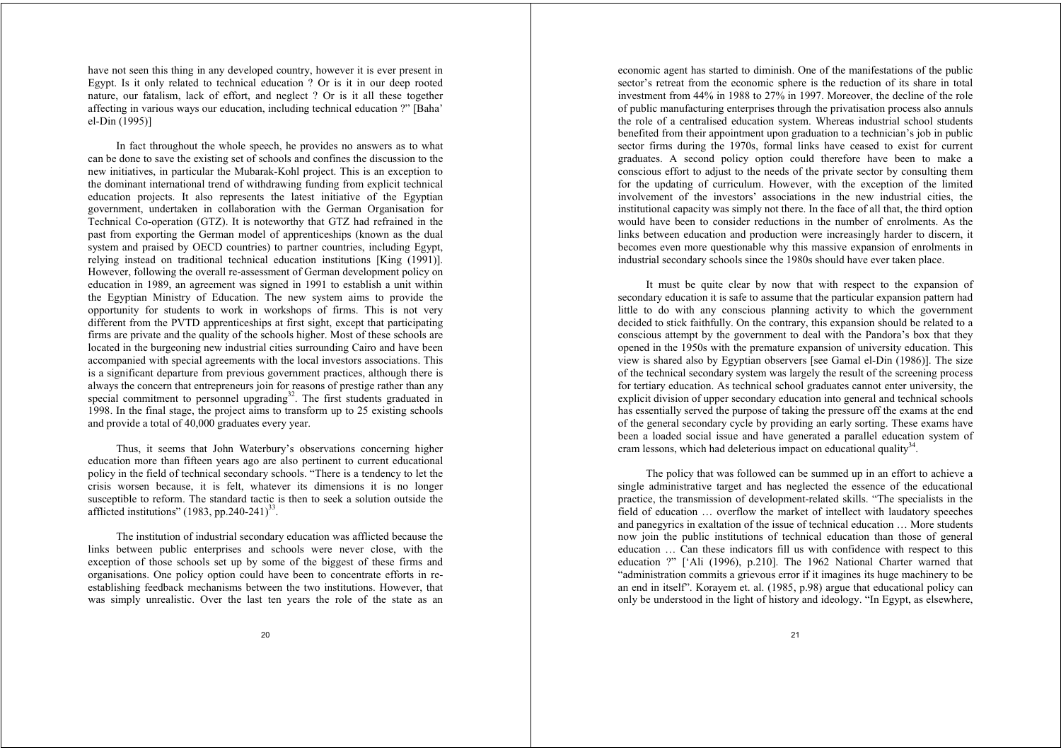have not seen this thing in any developed country, however it is ever present in Egypt. Is it only related to technical education ? Or is it in our deep rooted nature, our fatalism, lack of effort, and neglect ? Or is it all these together affecting in various ways our education, including technical education ?" [Baha' el-Din (1995)]

In fact throughout the whole speech, he provides no answers as to what can be done to save the existing set of schools and confines the discussion to the new initiatives, in particular the Mubarak-Kohl project. This is an exception to the dominant international trend of withdrawing funding from explicit technical education projects. It also represents the latest initiative of the Egyptian government, undertaken in collaboration with the German Organisation for Technical Co-operation (GTZ). It is noteworthy that GTZ had refrained in the past from exporting the German model of apprenticeships (known as the dual system and praised by OECD countries) to partner countries, including Egypt, relying instead on traditional technical education institutions [King (1991)]. However, following the overall re-assessment of German development policy on education in 1989, an agreement was signed in 1991 to establish a unit within the Egyptian Ministry of Education. The new system aims to provide the opportunity for students to work in workshops of firms. This is not very different from the PVTD apprenticeships at first sight, except that participating firms are private and the quality of the schools higher. Most of these schools are located in the burgeoning new industrial cities surrounding Cairo and have been accompanied with special agreements with the local investors associations. This is a significant departure from previous government practices, although there is always the concern that entrepreneurs join for reasons of prestige rather than any special commitment to personnel upgrading[32]. The first students graduated in 1998. In the final stage, the project aims to transform up to 25 existing schools and provide a total of 40,000 graduates every year.

Thus, it seems that John Waterbury's observations concerning higher education more than fifteen years ago are also pertinent to current educational policy in the field of technical secondary schools. "There is a tendency to let the crisis worsen because, it is felt, whatever its dimensions it is no longer susceptible to reform. The standard tactic is then to seek a solution outside the afflicted institutions" (1983, pp.240-241)[33].

The institution of industrial secondary education was afflicted because the links between public enterprises and schools were never close, with the exception of those schools set up by some of the biggest of these firms and organisations. One policy option could have been to concentrate efforts in re-establishing feedback mechanisms between the two institutions. However, that was simply unrealistic. Over the last ten years the role of the state as an economic agent has started to diminish. One of the manifestations of the public sector's retreat from the economic sphere is the reduction of its share in total investment from 44% in 1988 to 27% in 1997. Moreover, the decline of the role of public manufacturing enterprises through the privatisation process also annuls the role of a centralised education system. Whereas industrial school students benefited from their appointment upon graduation to a technician's job in public sector firms during the 1970s, formal links have ceased to exist for current graduates. A second policy option could therefore have been to make a conscious effort to adjust to the needs of the private sector by consulting them for the updating of curriculum. However, with the exception of the limited involvement of the investors' associations in the new industrial cities, the institutional capacity was simply not there. In the face of all that, the third option would have been to consider reductions in the number of enrolments. As the links between education and production were increasingly harder to discern, it becomes even more questionable why this massive expansion of enrolments in industrial secondary schools since the 1980s should have ever taken place.

It must be quite clear by now that with respect to the expansion of secondary education it is safe to assume that the particular expansion pattern had little to do with any conscious planning activity to which the government decided to stick faithfully. On the contrary, this expansion should be related to a conscious attempt by the government to deal with the Pandora's box that they opened in the 1950s with the premature expansion of university education. This view is shared also by Egyptian observers [see Gamal el-Din (1986)]. The size of the technical secondary system was largely the result of the screening process for tertiary education. As technical school graduates cannot enter university, the explicit division of upper secondary education into general and technical schools has essentially served the purpose of taking the pressure off the exams at the end of the general secondary cycle by providing an early sorting. These exams have been a loaded social issue and have generated a parallel education system of cram lessons, which had deleterious impact on educational quality[34].

The policy that was followed can be summed up in an effort to achieve a single administrative target and has neglected the essence of the educational practice, the transmission of development-related skills. "The specialists in the field of education … overflow the market of intellect with laudatory speeches and panegyrics in exaltation of the issue of technical education … More students now join the public institutions of technical education than those of general education … Can these indicators fill us with confidence with respect to this education ?" ['Ali (1996), p.210]. The 1962 National Charter warned that "administration commits a grievous error if it imagines its huge machinery to be an end in itself". Korayem et. al. (1985, p.98) argue that educational policy can only be understood in the light of history and ideology. "In Egypt, as elsewhere,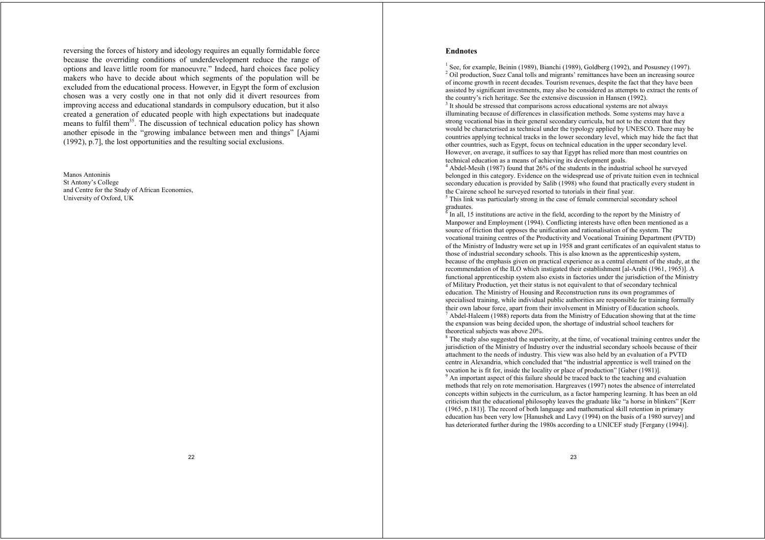reversing the forces of history and ideology requires an equally formidable force because the overriding conditions of underdevelopment reduce the range of options and leave little room for manoeuvre." Indeed, hard choices face policy makers who have to decide about which segments of the population will be excluded from the educational process. However, in Egypt the form of exclusion chosen was a very costly one in that not only did it divert resources from improving access and educational standards in compulsory education, but it also created a generation of educated people with high expectations but inadequate means to fulfil them[35]. The discussion of technical education policy has shown another episode in the "growing imbalance between men and things" [Ajami (1992), p.7], the lost opportunities and the resulting social exclusions.

Manos Antoninis
St Antony's College
and Centre for the Study of African Economies,
University of Oxford, UK

## Endnotes

[1] See, for example, Beinin (1989), Bianchi (1989), Goldberg (1992), and Posusney (1997).
[2] Oil production, Suez Canal tolls and migrants' remittances have been an increasing source of income growth in recent decades. Tourism revenues, despite the fact that they have been assisted by significant investments, may also be considered as attempts to extract the rents of the country's rich heritage. See the extensive discussion in Hansen (1992).
[3] It should be stressed that comparisons across educational systems are not always illuminating because of differences in classification methods. Some systems may have a strong vocational bias in their general secondary curricula, but not to the extent that they would be characterised as technical under the typology applied by UNESCO. There may be countries applying technical tracks in the lower secondary level, which may hide the fact that other countries, such as Egypt, focus on technical education in the upper secondary level. However, on average, it suffices to say that Egypt has relied more than most countries on technical education as a means of achieving its development goals.
[4] Abdel-Mesih (1987) found that 26% of the students in the industrial school he surveyed belonged in this category. Evidence on the widespread use of private tuition even in technical secondary education is provided by Salib (1998) who found that practically every student in the Cairene school he surveyed resorted to tutorials in their final year.
[5] This link was particularly strong in the case of female commercial secondary school graduates.
[6] In all, 15 institutions are active in the field, according to the report by the Ministry of Manpower and Employment (1994). Conflicting interests have often been mentioned as a source of friction that opposes the unification and rationalisation of the system. The vocational training centres of the Productivity and Vocational Training Department (PVTD) of the Ministry of Industry were set up in 1958 and grant certificates of an equivalent status to those of industrial secondary schools. This is also known as the apprenticeship system, because of the emphasis given on practical experience as a central element of the study, at the recommendation of the ILO which instigated their establishment [al-Arabi (1961, 1965)]. A functional apprenticeship system also exists in factories under the jurisdiction of the Ministry of Military Production, yet their status is not equivalent to that of secondary technical education. The Ministry of Housing and Reconstruction runs its own programmes of specialised training, while individual public authorities are responsible for training formally their own labour force, apart from their involvement in Ministry of Education schools.
[7] Abdel-Haleem (1988) reports data from the Ministry of Education showing that at the time the expansion was being decided upon, the shortage of industrial school teachers for theoretical subjects was above 20%.
[8] The study also suggested the superiority, at the time, of vocational training centres under the jurisdiction of the Ministry of Industry over the industrial secondary schools because of their attachment to the needs of industry. This view was also held by an evaluation of a PVTD centre in Alexandria, which concluded that "the industrial apprentice is well trained on the vocation he is fit for, inside the locality or place of production" [Gaber (1981)].
[9] An important aspect of this failure should be traced back to the teaching and evaluation methods that rely on rote memorisation. Hargreaves (1997) notes the absence of interrelated concepts within subjects in the curriculum, as a factor hampering learning. It has been an old criticism that the educational philosophy leaves the graduate like "a horse in blinkers" [Kerr (1965, p.181)]. The record of both language and mathematical skill retention in primary education has been very low [Hanushek and Lavy (1994) on the basis of a 1980 survey] and has deteriorated further during the 1980s according to a UNICEF study [Fergany (1994)].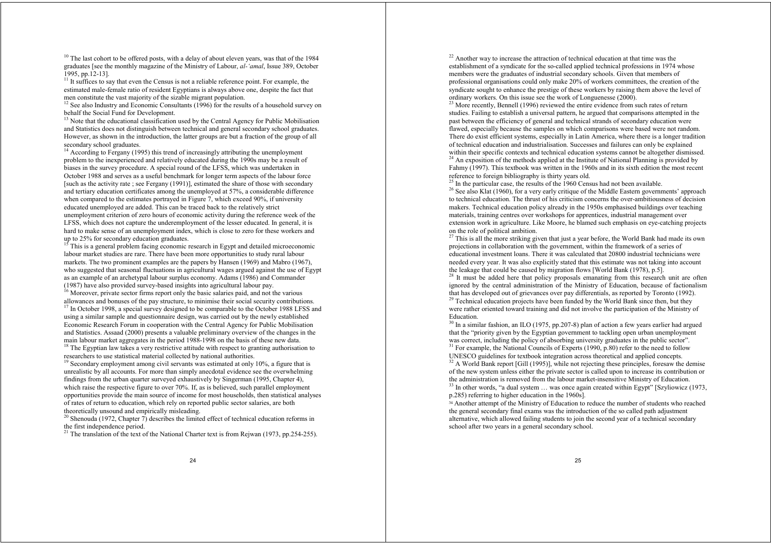[10] The last cohort to be offered posts, with a delay of about eleven years, was that of the 1984 graduates [see the monthly magazine of the Ministry of Labour, *al-'amal*, Issue 389, October 1995, pp.12-13].

[11] It suffices to say that even the Census is not a reliable reference point. For example, the estimated male-female ratio of resident Egyptians is always above one, despite the fact that men constitute the vast majority of the sizable migrant population.

[12] See also Industry and Economic Consultants (1996) for the results of a household survey on behalf the Social Fund for Development.

[13] Note that the educational classification used by the Central Agency for Public Mobilisation and Statistics does not distinguish between technical and general secondary school graduates. However, as shown in the introduction, the latter groups are but a fraction of the group of all secondary school graduates.

[14] According to Fergany (1995) this trend of increasingly attributing the unemployment problem to the inexperienced and relatively educated during the 1990s may be a result of biases in the survey procedure. A special round of the LFSS, which was undertaken in October 1988 and serves as a useful benchmark for longer term aspects of the labour force [such as the activity rate ; see Fergany (1991)], estimated the share of those with secondary and tertiary education certificates among the unemployed at 57%, a considerable difference when compared to the estimates portrayed in Figure 7, which exceed 90%, if university educated unemployed are added. This can be traced back to the relatively strict unemployment criterion of zero hours of economic activity during the reference week of the LFSS, which does not capture the underemployment of the lesser educated. In general, it is hard to make sense of an unemployment index, which is close to zero for these workers and up to 25% for secondary education graduates.

[15] This is a general problem facing economic research in Egypt and detailed microeconomic labour market studies are rare. There have been more opportunities to study rural labour markets. The two prominent examples are the papers by Hansen (1969) and Mabro (1967), who suggested that seasonal fluctuations in agricultural wages argued against the use of Egypt as an example of an archetypal labour surplus economy. Adams (1986) and Commander (1987) have also provided survey-based insights into agricultural labour pay.

[16] Moreover, private sector firms report only the basic salaries paid, and not the various allowances and bonuses of the pay structure, to minimise their social security contributions.

[17] In October 1998, a special survey designed to be comparable to the October 1988 LFSS and using a similar sample and questionnaire design, was carried out by the newly established Economic Research Forum in cooperation with the Central Agency for Public Mobilisation and Statistics. Assaad (2000) presents a valuable preliminary overview of the changes in the main labour market aggregates in the period 1988-1998 on the basis of these new data.

[18] The Egyptian law takes a very restrictive attitude with respect to granting authorisation to researchers to use statistical material collected by national authorities.

[19] Secondary employment among civil servants was estimated at only 10%, a figure that is unrealistic by all accounts. For more than simply anecdotal evidence see the overwhelming findings from the urban quarter surveyed exhaustively by Singerman (1995, Chapter 4), which raise the respective figure to over 70%. If, as is believed, such parallel employment opportunities provide the main source of income for most households, then statistical analyses of rates of return to education, which rely on reported public sector salaries, are both theoretically unsound and empirically misleading.

[20] Shenouda (1972, Chapter 7) describes the limited effect of technical education reforms in the first independence period.

[21] The translation of the text of the National Charter text is from Rejwan (1973, pp.254-255).

[22] Another way to increase the attraction of technical education at that time was the establishment of a syndicate for the so-called applied technical professions in 1974 whose members were the graduates of industrial secondary schools. Given that members of professional organisations could only make 20% of workers committees, the creation of the syndicate sought to enhance the prestige of these workers by raising them above the level of ordinary workers. On this issue see the work of Longuenesse (2000).

[23] More recently, Bennell (1996) reviewed the entire evidence from such rates of return studies. Failing to establish a universal pattern, he argued that comparisons attempted in the past between the efficiency of general and technical strands of secondary education were flawed, especially because the samples on which comparisons were based were not random. There do exist efficient systems, especially in Latin America, where there is a longer tradition of technical education and industrialisation. Successes and failures can only be explained within their specific contexts and technical education systems cannot be altogether dismissed.

[24] An exposition of the methods applied at the Institute of National Planning is provided by Fahmy (1997). This textbook was written in the 1960s and in its sixth edition the most recent reference to foreign bibliography is thirty years old.

[25] In the particular case, the results of the 1960 Census had not been available.

[26] See also Klat (1960), for a very early critique of the Middle Eastern governments' approach to technical education. The thrust of his criticism concerns the over-ambitiousness of decision makers. Technical education policy already in the 1950s emphasised buildings over teaching materials, training centres over workshops for apprentices, industrial management over extension work in agriculture. Like Moore, he blamed such emphasis on eye-catching projects on the role of political ambition.

[27] This is all the more striking given that just a year before, the World Bank had made its own projections in collaboration with the government, within the framework of a series of educational investment loans. There it was calculated that 20800 industrial technicians were needed every year. It was also explicitly stated that this estimate was not taking into account the leakage that could be caused by migration flows [World Bank (1978), p.5].

[28] It must be added here that policy proposals emanating from this research unit are often ignored by the central administration of the Ministry of Education, because of factionalism that has developed out of grievances over pay differentials, as reported by Toronto (1992).

[29] Technical education projects have been funded by the World Bank since then, but they were rather oriented toward training and did not involve the participation of the Ministry of Education.

[30] In a similar fashion, an ILO (1975, pp.207-8) plan of action a few years earlier had argued that the "priority given by the Egyptian government to tackling open urban unemployment was correct, including the policy of absorbing university graduates in the public sector".

[31] For example, the National Councils of Experts (1990, p.80) refer to the need to follow UNESCO guidelines for textbook integration across theoretical and applied concepts.

[32] A World Bank report [Gill (1995)], while not rejecting these principles, foresaw the demise of the new system unless either the private sector is called upon to increase its contribution or the administration is removed from the labour market-insensitive Ministry of Education.

[33] In other words, "a dual system … was once again created within Egypt" [Szyliowicz (1973, p.285) referring to higher education in the 1960s].

[34] Another attempt of the Ministry of Education to reduce the number of students who reached the general secondary final exams was the introduction of the so called path adjustment alternative, which allowed failing students to join the second year of a technical secondary school after two years in a general secondary school.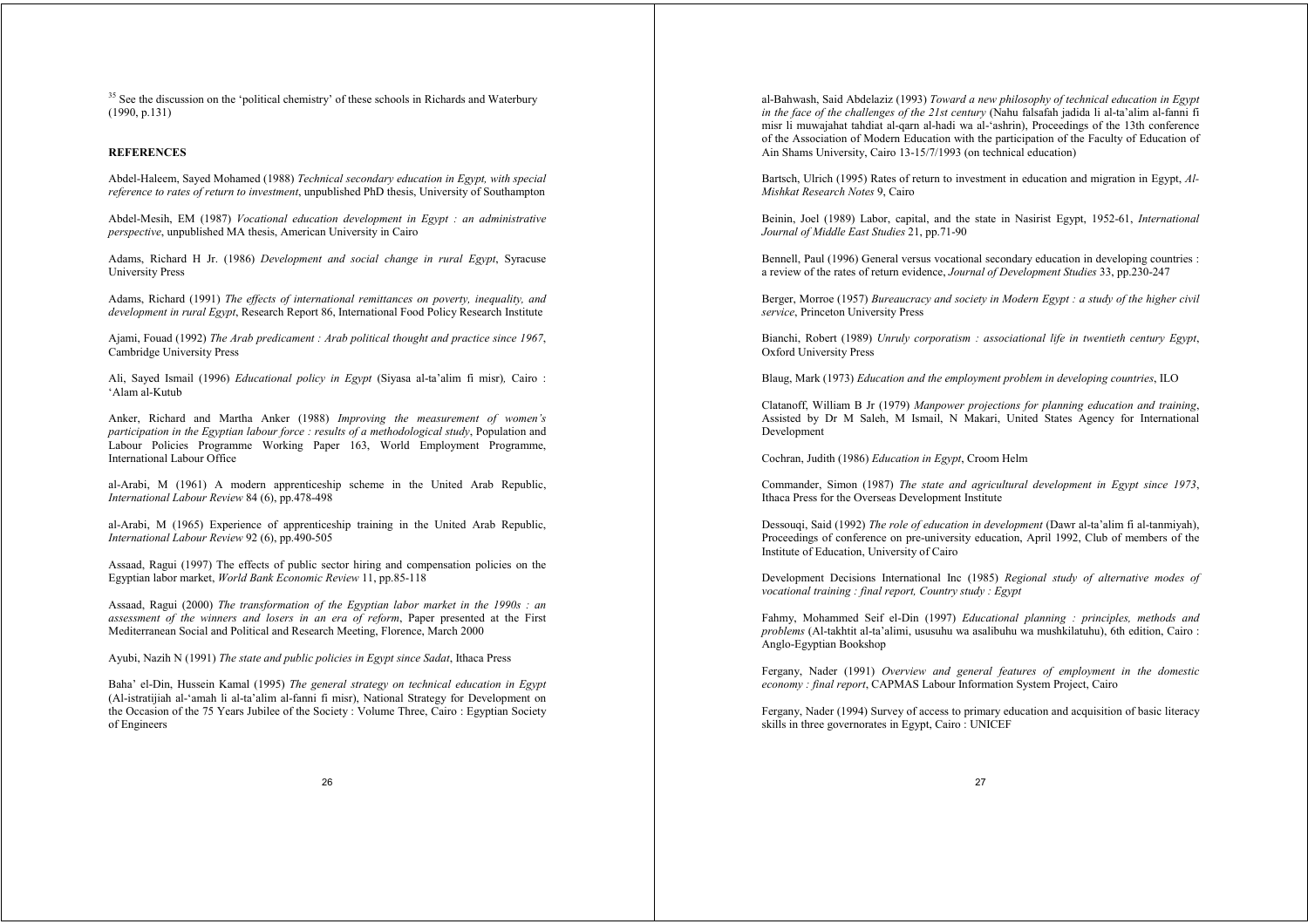[35] See the discussion on the 'political chemistry' of these schools in Richards and Waterbury (1990, p.131)

## REFERENCES

Abdel-Haleem, Sayed Mohamed (1988) *Technical secondary education in Egypt, with special reference to rates of return to investment*, unpublished PhD thesis, University of Southampton

Abdel-Mesih, EM (1987) *Vocational education development in Egypt : an administrative perspective*, unpublished MA thesis, American University in Cairo

Adams, Richard H Jr. (1986) *Development and social change in rural Egypt*, Syracuse University Press

Adams, Richard (1991) *The effects of international remittances on poverty, inequality, and development in rural Egypt*, Research Report 86, International Food Policy Research Institute

Ajami, Fouad (1992) *The Arab predicament : Arab political thought and practice since 1967*, Cambridge University Press

Ali, Sayed Ismail (1996) *Educational policy in Egypt* (Siyasa al-ta'alim fi misr)*,* Cairo : 'Alam al-Kutub

Anker, Richard and Martha Anker (1988) *Improving the measurement of women's participation in the Egyptian labour force : results of a methodological study*, Population and Labour Policies Programme Working Paper 163, World Employment Programme, International Labour Office

al-Arabi, M (1961) A modern apprenticeship scheme in the United Arab Republic, *International Labour Review* 84 (6), pp.478-498

al-Arabi, M (1965) Experience of apprenticeship training in the United Arab Republic, *International Labour Review* 92 (6), pp.490-505

Assaad, Ragui (1997) The effects of public sector hiring and compensation policies on the Egyptian labor market, *World Bank Economic Review* 11, pp.85-118

Assaad, Ragui (2000) *The transformation of the Egyptian labor market in the 1990s : an assessment of the winners and losers in an era of reform*, Paper presented at the First Mediterranean Social and Political and Research Meeting, Florence, March 2000

Ayubi, Nazih N (1991) *The state and public policies in Egypt since Sadat*, Ithaca Press

Baha' el-Din, Hussein Kamal (1995) *The general strategy on technical education in Egypt* (Al-istratijiah al-'amah li al-ta'alim al-fanni fi misr), National Strategy for Development on the Occasion of the 75 Years Jubilee of the Society : Volume Three, Cairo : Egyptian Society of Engineers

al-Bahwash, Said Abdelaziz (1993) *Toward a new philosophy of technical education in Egypt in the face of the challenges of the 21st century* (Nahu falsafah jadida li al-ta'alim al-fanni fi misr li muwajahat tahdiat al-qarn al-hadi wa al-'ashrin), Proceedings of the 13th conference of the Association of Modern Education with the participation of the Faculty of Education of Ain Shams University, Cairo 13-15/7/1993 (on technical education)

Bartsch, Ulrich (1995) Rates of return to investment in education and migration in Egypt, *Al-Mishkat Research Notes* 9, Cairo

Beinin, Joel (1989) Labor, capital, and the state in Nasirist Egypt, 1952-61, *International Journal of Middle East Studies* 21, pp.71-90

Bennell, Paul (1996) General versus vocational secondary education in developing countries : a review of the rates of return evidence, *Journal of Development Studies* 33, pp.230-247

Berger, Morroe (1957) *Bureaucracy and society in Modern Egypt : a study of the higher civil service*, Princeton University Press

Bianchi, Robert (1989) *Unruly corporatism : associational life in twentieth century Egypt*, Oxford University Press

Blaug, Mark (1973) *Education and the employment problem in developing countries*, ILO

Clatanoff, William B Jr (1979) *Manpower projections for planning education and training*, Assisted by Dr M Saleh, M Ismail, N Makari, United States Agency for International Development

Cochran, Judith (1986) *Education in Egypt*, Croom Helm

Commander, Simon (1987) *The state and agricultural development in Egypt since 1973*, Ithaca Press for the Overseas Development Institute

Dessouqi, Said (1992) *The role of education in development* (Dawr al-ta'alim fi al-tanmiyah), Proceedings of conference on pre-university education, April 1992, Club of members of the Institute of Education, University of Cairo

Development Decisions International Inc (1985) *Regional study of alternative modes of vocational training : final report, Country study : Egypt*

Fahmy, Mohammed Seif el-Din (1997) *Educational planning : principles, methods and problems* (Al-takhtit al-ta'alimi, ususuhu wa asalibuhu wa mushkilatuhu), 6th edition, Cairo : Anglo-Egyptian Bookshop

Fergany, Nader (1991) *Overview and general features of employment in the domestic economy : final report*, CAPMAS Labour Information System Project, Cairo

Fergany, Nader (1994) Survey of access to primary education and acquisition of basic literacy skills in three governorates in Egypt, Cairo : UNICEF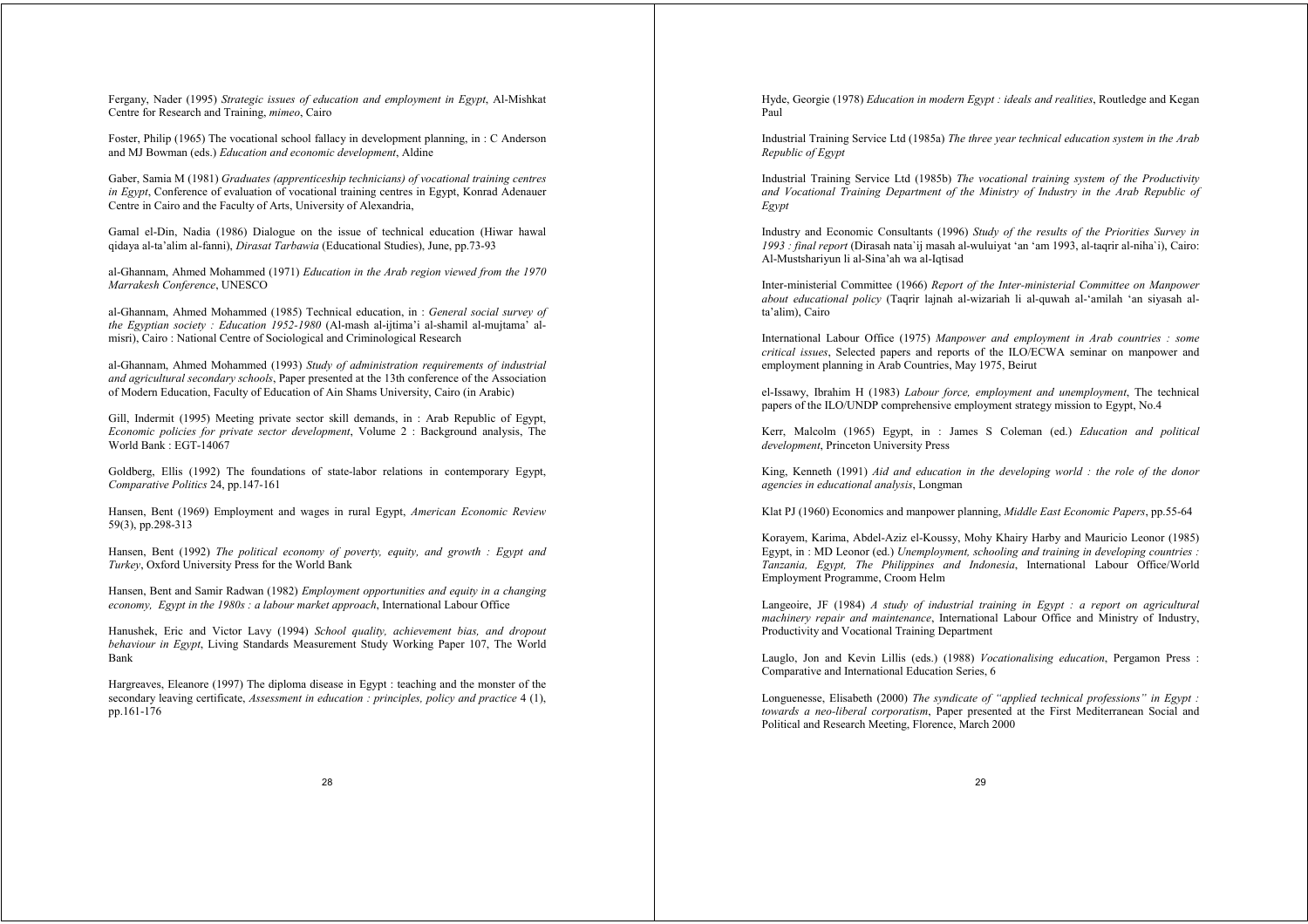Fergany, Nader (1995) *Strategic issues of education and employment in Egypt*, Al-Mishkat Centre for Research and Training, *mimeo*, Cairo

Foster, Philip (1965) The vocational school fallacy in development planning, in : C Anderson and MJ Bowman (eds.) *Education and economic development*, Aldine

Gaber, Samia M (1981) *Graduates (apprenticeship technicians) of vocational training centres in Egypt*, Conference of evaluation of vocational training centres in Egypt, Konrad Adenauer Centre in Cairo and the Faculty of Arts, University of Alexandria,

Gamal el-Din, Nadia (1986) Dialogue on the issue of technical education (Hiwar hawal qidaya al-ta'alim al-fanni), *Dirasat Tarbawia* (Educational Studies), June, pp.73-93

al-Ghannam, Ahmed Mohammed (1971) *Education in the Arab region viewed from the 1970 Marrakesh Conference*, UNESCO

al-Ghannam, Ahmed Mohammed (1985) Technical education, in : *General social survey of the Egyptian society : Education 1952-1980* (Al-mash al-ijtima'i al-shamil al-mujtama' al-misri), Cairo : National Centre of Sociological and Criminological Research

al-Ghannam, Ahmed Mohammed (1993) *Study of administration requirements of industrial and agricultural secondary schools*, Paper presented at the 13th conference of the Association of Modern Education, Faculty of Education of Ain Shams University, Cairo (in Arabic)

Gill, Indermit (1995) Meeting private sector skill demands, in : Arab Republic of Egypt, *Economic policies for private sector development*, Volume 2 : Background analysis, The World Bank : EGT-14067

Goldberg, Ellis (1992) The foundations of state-labor relations in contemporary Egypt, *Comparative Politics* 24, pp.147-161

Hansen, Bent (1969) Employment and wages in rural Egypt, *American Economic Review* 59(3), pp.298-313

Hansen, Bent (1992) *The political economy of poverty, equity, and growth : Egypt and Turkey*, Oxford University Press for the World Bank

Hansen, Bent and Samir Radwan (1982) *Employment opportunities and equity in a changing economy, Egypt in the 1980s : a labour market approach*, International Labour Office

Hanushek, Eric and Victor Lavy (1994) *School quality, achievement bias, and dropout behaviour in Egypt*, Living Standards Measurement Study Working Paper 107, The World Bank

Hargreaves, Eleanore (1997) The diploma disease in Egypt : teaching and the monster of the secondary leaving certificate, *Assessment in education : principles, policy and practice* 4 (1), pp.161-176

Hyde, Georgie (1978) *Education in modern Egypt : ideals and realities*, Routledge and Kegan Paul

Industrial Training Service Ltd (1985a) *The three year technical education system in the Arab Republic of Egypt*

Industrial Training Service Ltd (1985b) *The vocational training system of the Productivity and Vocational Training Department of the Ministry of Industry in the Arab Republic of Egypt*

Industry and Economic Consultants (1996) *Study of the results of the Priorities Survey in 1993 : final report* (Dirasah nata`ij masah al-wuluiyat 'an 'am 1993, al-taqrir al-niha`i), Cairo: Al-Mustshariyun li al-Sina'ah wa al-Iqtisad

Inter-ministerial Committee (1966) *Report of the Inter-ministerial Committee on Manpower about educational policy* (Taqrir lajnah al-wizariah li al-quwah al-'amilah 'an siyasah al-ta'alim), Cairo

International Labour Office (1975) *Manpower and employment in Arab countries : some critical issues*, Selected papers and reports of the ILO/ECWA seminar on manpower and employment planning in Arab Countries, May 1975, Beirut

el-Issawy, Ibrahim H (1983) *Labour force, employment and unemployment*, The technical papers of the ILO/UNDP comprehensive employment strategy mission to Egypt, No.4

Kerr, Malcolm (1965) Egypt, in : James S Coleman (ed.) *Education and political development*, Princeton University Press

King, Kenneth (1991) *Aid and education in the developing world : the role of the donor agencies in educational analysis*, Longman

Klat PJ (1960) Economics and manpower planning, *Middle East Economic Papers*, pp.55-64

Korayem, Karima, Abdel-Aziz el-Koussy, Mohy Khairy Harby and Mauricio Leonor (1985) Egypt, in : MD Leonor (ed.) *Unemployment, schooling and training in developing countries : Tanzania, Egypt, The Philippines and Indonesia*, International Labour Office/World Employment Programme, Croom Helm

Langeoire, JF (1984) *A study of industrial training in Egypt : a report on agricultural machinery repair and maintenance*, International Labour Office and Ministry of Industry, Productivity and Vocational Training Department

Lauglo, Jon and Kevin Lillis (eds.) (1988) *Vocationalising education*, Pergamon Press : Comparative and International Education Series, 6

Longuenesse, Elisabeth (2000) *The syndicate of "applied technical professions" in Egypt : towards a neo-liberal corporatism*, Paper presented at the First Mediterranean Social and Political and Research Meeting, Florence, March 2000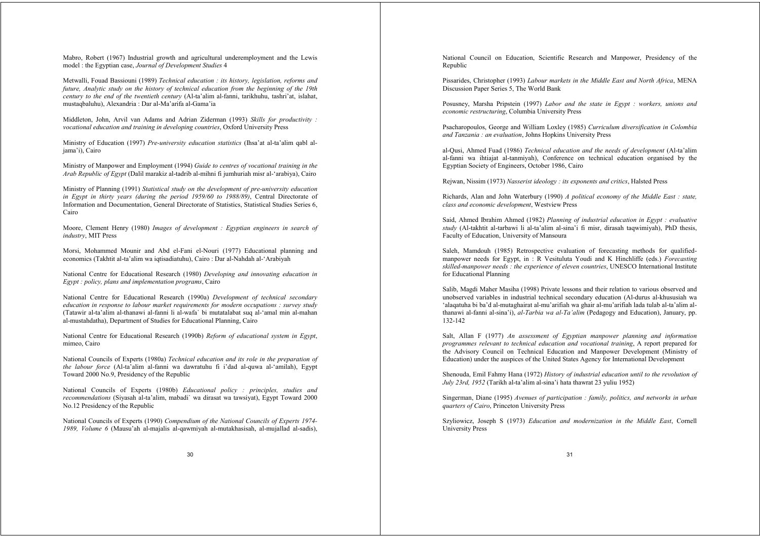Mabro, Robert (1967) Industrial growth and agricultural underemployment and the Lewis model : the Egyptian case, *Journal of Development Studies* 4

Metwalli, Fouad Bassiouni (1989) *Technical education : its history, legislation, reforms and future, Analytic study on the history of technical education from the beginning of the 19th century to the end of the twentieth century* (Al-ta'alim al-fanni, tarikhuhu, tashri'at, islahat, mustaqbaluhu), Alexandria : Dar al-Ma'arifa al-Gama'ia

Middleton, John, Arvil van Adams and Adrian Ziderman (1993) *Skills for productivity : vocational education and training in developing countries*, Oxford University Press

Ministry of Education (1997) *Pre-university education statistics* (Ihsa'at al-ta'alim qabl al-jama'i), Cairo

Ministry of Manpower and Employment (1994) *Guide to centres of vocational training in the Arab Republic of Egypt* (Dalil marakiz al-tadrib al-mihni fi jumhuriah misr al-'arabiya), Cairo

Ministry of Planning (1991) *Statistical study on the development of pre-university education in Egypt in thirty years (during the period 1959/60 to 1988/89)*, Central Directorate of Information and Documentation, General Directorate of Statistics, Statistical Studies Series 6, Cairo

Moore, Clement Henry (1980) *Images of development : Egyptian engineers in search of industry*, MIT Press

Morsi, Mohammed Mounir and Abd el-Fani el-Nouri (1977) Educational planning and economics (Takhtit al-ta'alim wa iqtisadiatuhu), Cairo : Dar al-Nahdah al-'Arabiyah

National Centre for Educational Research (1980) *Developing and innovating education in Egypt : policy, plans and implementation programs*, Cairo

National Centre for Educational Research (1990a) *Development of technical secondary education in response to labour market requirements for modern occupations : survey study* (Tatawir al-ta'alim al-thanawi al-fanni li al-wafa` bi mutatalabat suq al-'amal min al-mahan al-mustahdatha), Department of Studies for Educational Planning, Cairo

National Centre for Educational Research (1990b) *Reform of educational system in Egypt*, mimeo, Cairo

National Councils of Experts (1980a) *Technical education and its role in the preparation of the labour force* (Al-ta'alim al-fanni wa dawratuhu fi i'dad al-quwa al-'amilah), Egypt Toward 2000 No.9, Presidency of the Republic

National Councils of Experts (1980b) *Educational policy : principles, studies and recommendations* (Siyasah al-ta'alim, mabadi` wa dirasat wa tawsiyat), Egypt Toward 2000 No.12 Presidency of the Republic

National Councils of Experts (1990) *Compendium of the National Councils of Experts 1974-1989, Volume 6* (Mausu'ah al-majalis al-qawmiyah al-mutakhasisah, al-mujallad al-sadis), National Council on Education, Scientific Research and Manpower, Presidency of the Republic

Pissarides, Christopher (1993) *Labour markets in the Middle East and North Africa*, MENA Discussion Paper Series 5, The World Bank

Posusney, Marsha Pripstein (1997) *Labor and the state in Egypt : workers, unions and economic restructuring*, Columbia University Press

Psacharopoulos, George and William Loxley (1985) *Curriculum diversification in Colombia and Tanzania : an evaluation*, Johns Hopkins University Press

al-Qusi, Ahmed Fuad (1986) *Technical education and the needs of development* (Al-ta'alim al-fanni wa ihtiajat al-tanmiyah), Conference on technical education organised by the Egyptian Society of Engineers, October 1986, Cairo

Rejwan, Nissim (1973) *Nasserist ideology : its exponents and critics*, Halsted Press

Richards, Alan and John Waterbury (1990) *A political economy of the Middle East : state, class and economic development*, Westview Press

Said, Ahmed Ibrahim Ahmed (1982) *Planning of industrial education in Egypt : evaluative study* (Al-takhtit al-tarbawi li al-ta'alim al-sina'i fi misr, dirasah taqwimiyah), PhD thesis, Faculty of Education, University of Mansoura

Saleh, Mamdouh (1985) Retrospective evaluation of forecasting methods for qualified-manpower needs for Egypt, in : R Vesituluta Youdi and K Hinchliffe (eds.) *Forecasting skilled-manpower needs : the experience of eleven countries*, UNESCO International Institute for Educational Planning

Salib, Magdi Maher Masiha (1998) Private lessons and their relation to various observed and unobserved variables in industrial technical secondary education (Al-durus al-khususiah wa 'alaqatuha bi ba'd al-mutaghairat al-mu'arifiah wa ghair al-mu'arifiah lada tulab al-ta'alim al-thanawi al-fanni al-sina'i), *al-Tarbia wa al-Ta'alim* (Pedagogy and Education), January, pp. 132-142

Salt, Allan F (1977) *An assessment of Egyptian manpower planning and information programmes relevant to technical education and vocational training*, A report prepared for the Advisory Council on Technical Education and Manpower Development (Ministry of Education) under the auspices of the United States Agency for International Development

Shenouda, Emil Fahmy Hana (1972) *History of industrial education until to the revolution of July 23rd, 1952* (Tarikh al-ta'alim al-sina'i hata thawrat 23 yuliu 1952)

Singerman, Diane (1995) *Avenues of participation : family, politics, and networks in urban quarters of Cairo*, Princeton University Press

Szyliowicz, Joseph S (1973) *Education and modernization in the Middle East*, Cornell University Press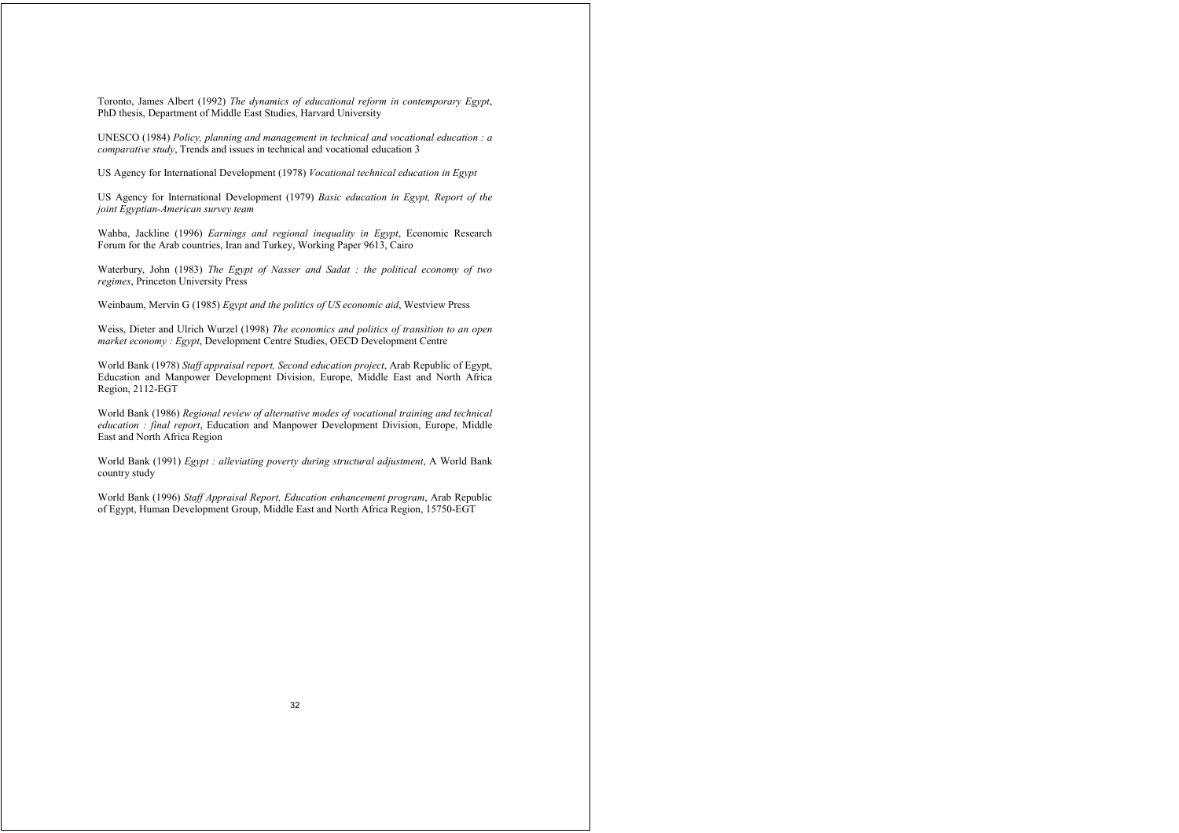Toronto, James Albert (1992) *The dynamics of educational reform in contemporary Egypt*, PhD thesis, Department of Middle East Studies, Harvard University

UNESCO (1984) *Policy, planning and management in technical and vocational education : a comparative study*, Trends and issues in technical and vocational education 3

US Agency for International Development (1978) *Vocational technical education in Egypt*

US Agency for International Development (1979) *Basic education in Egypt, Report of the joint Egyptian-American survey team*

Wahba, Jackline (1996) *Earnings and regional inequality in Egypt*, Economic Research Forum for the Arab countries, Iran and Turkey, Working Paper 9613, Cairo

Waterbury, John (1983) *The Egypt of Nasser and Sadat : the political economy of two regimes*, Princeton University Press

Weinbaum, Mervin G (1985) *Egypt and the politics of US economic aid*, Westview Press

Weiss, Dieter and Ulrich Wurzel (1998) *The economics and politics of transition to an open market economy : Egypt*, Development Centre Studies, OECD Development Centre

World Bank (1978) *Staff appraisal report, Second education project*, Arab Republic of Egypt, Education and Manpower Development Division, Europe, Middle East and North Africa Region, 2112-EGT

World Bank (1986) *Regional review of alternative modes of vocational training and technical education : final report*, Education and Manpower Development Division, Europe, Middle East and North Africa Region

World Bank (1991) *Egypt : alleviating poverty during structural adjustment*, A World Bank country study

World Bank (1996) *Staff Appraisal Report, Education enhancement program*, Arab Republic of Egypt, Human Development Group, Middle East and North Africa Region, 15750-EGT